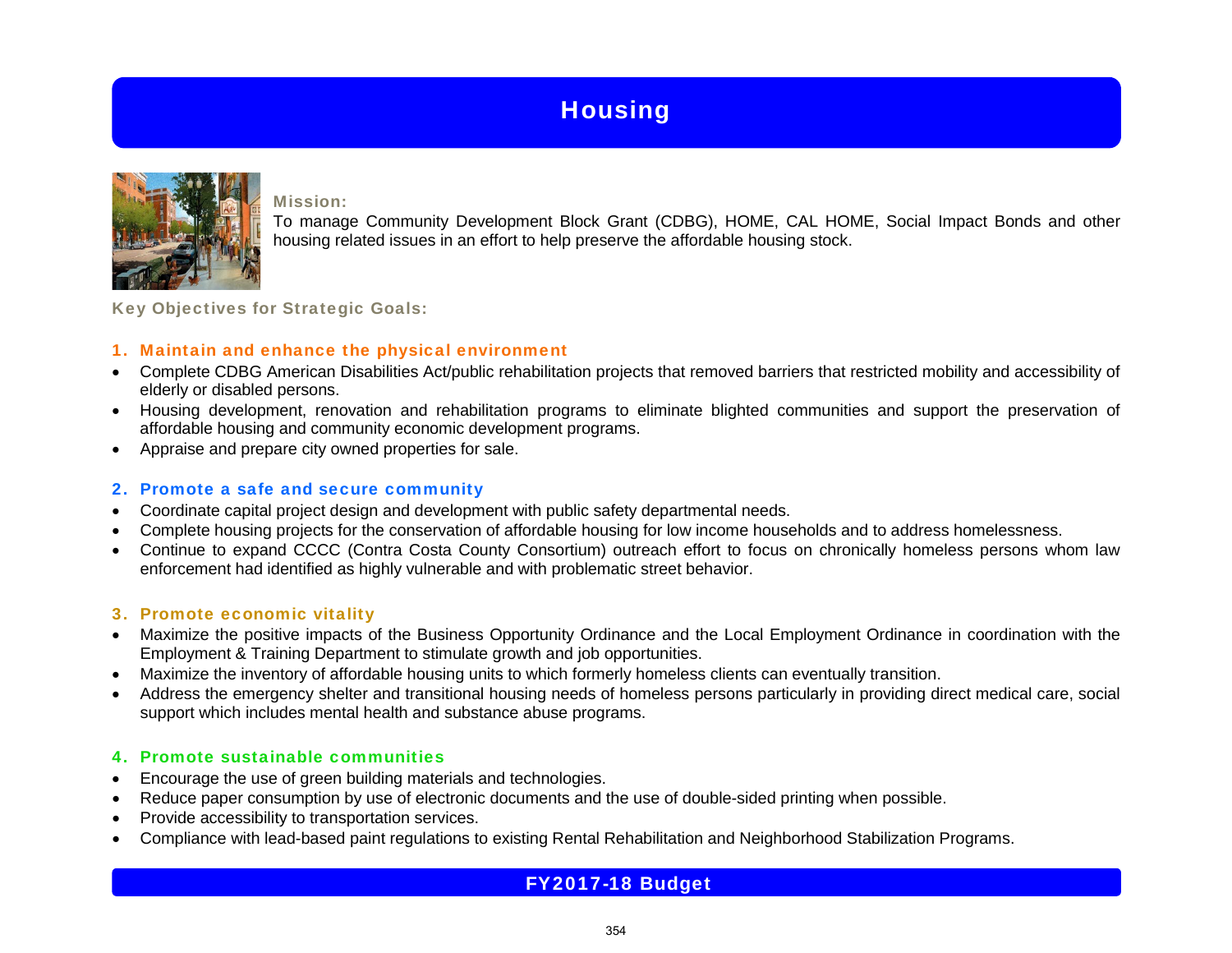# Housing

**Mission:**

To manage Community Development Block Grant (CDBG), HOME, CAL HOME, Social Impact Bonds and other housing related issues in an effort to help preserve the affordable housing stock.

**Key Objectives for Strategic Goals:**

### 1. Maintain and enhance the physical environment

- Complete CDBG American Disabilities Act/public rehabilitation projects that removed barriers that restricted mobility and accessibility of elderly or disabled persons.
- Housing development, renovation and rehabilitation programs to eliminate blighted communities and support the preservation of affordable housing and community economic development programs.
- Appraise and prepare city owned properties for sale.

### 2. Promote a safe and secure community

- Coordinate capital project design and development with public safety departmental needs.
- Complete housing projects for the conservation of affordable housing for low income households and to address homelessness.
- Continue to expand CCCC (Contra Costa County Consortium) outreach effort to focus on chronically homeless persons whom law enforcement had identified as highly vulnerable and with problematic street behavior.

### 3. Promote economic vitality

- Maximize the positive impacts of the Business Opportunity Ordinance and the Local Employment Ordinance in coordination with the Employment & Training Department to stimulate growth and job opportunities.
- Maximize the inventory of affordable housing units to which formerly homeless clients can eventually transition.
- Address the emergency shelter and transitional housing needs of homeless persons particularly in providing direct medical care, social support which includes mental health and substance abuse programs.

### 4. Promote sustainable communities

- Encourage the use of green building materials and technologies.
- Reduce paper consumption by use of electronic documents and the use of double-sided printing when possible.
- Provide accessibility to transportation services.
- Compliance with lead-based paint regulations to existing Rental Rehabilitation and Neighborhood Stabilization Programs.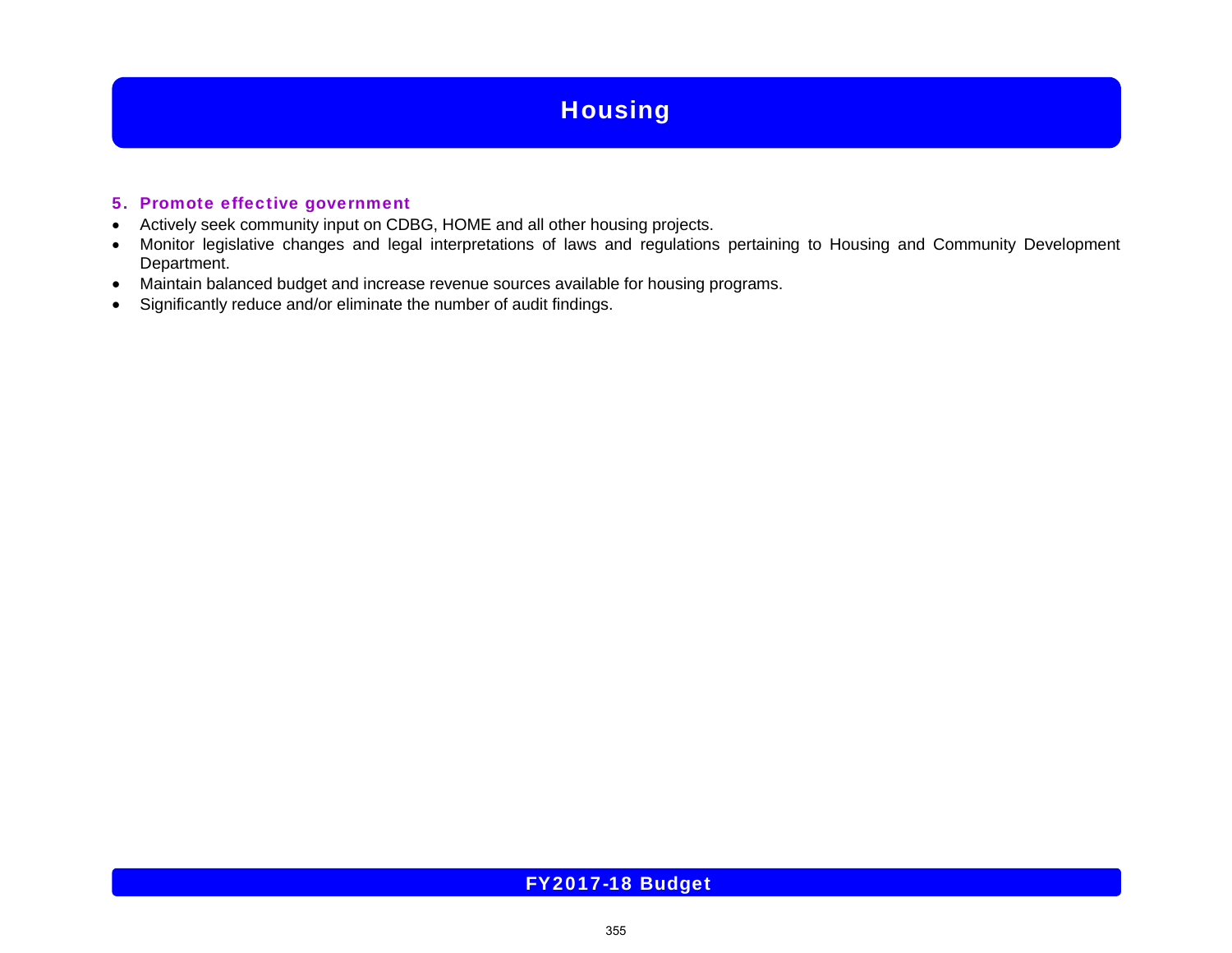# Housing

### 5. Promote effective government

- Actively seek community input on CDBG, HOME and all other housing projects.
- Monitor legislative changes and legal interpretations of laws and regulations pertaining to Housing and Community Development Department.
- Maintain balanced budget and increase revenue sources available for housing programs.
- Significantly reduce and/or eliminate the number of audit findings.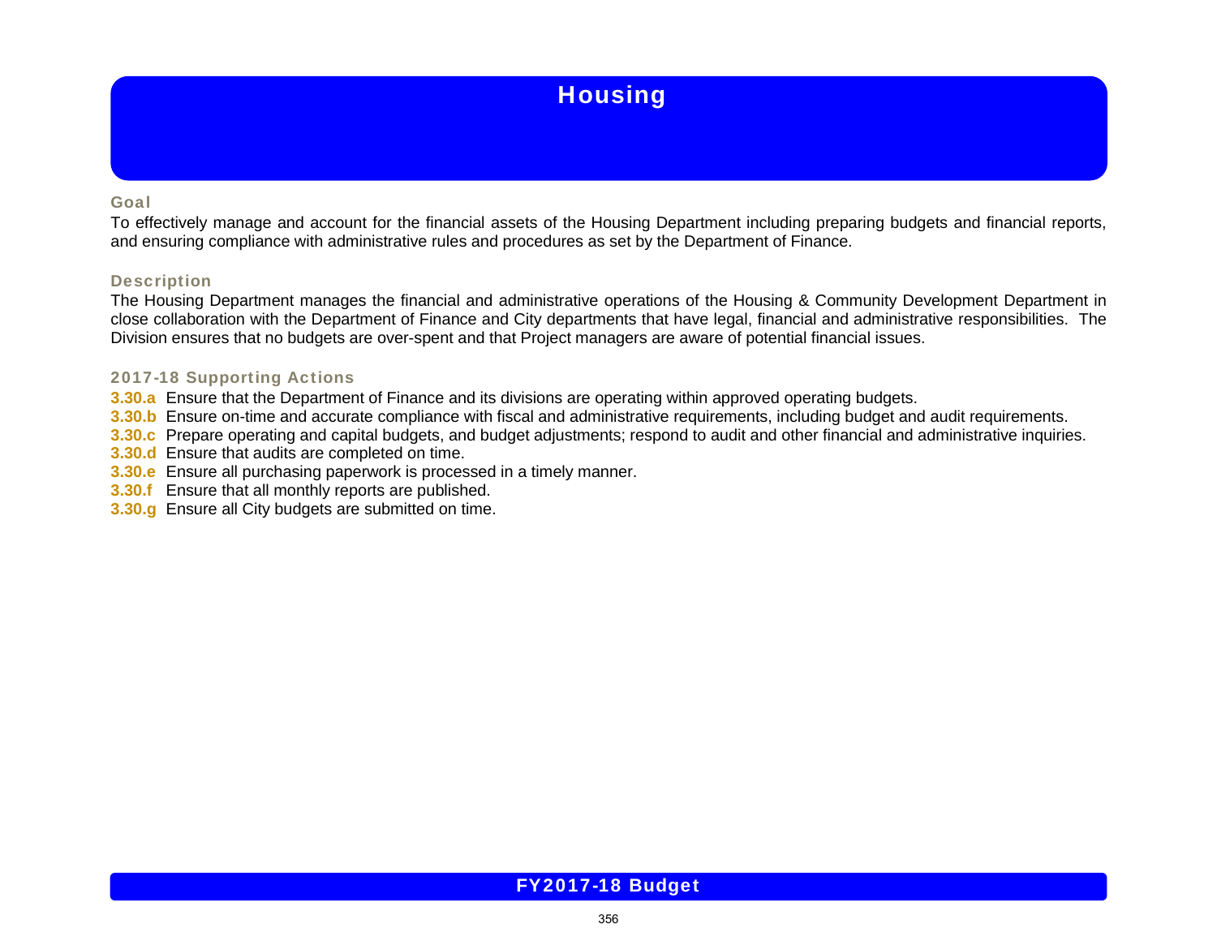# Housing

## Goal

To effectively manage and account for the financial assets of the Housing Department including preparing budgets and financial reports, and ensuring compliance with administrative rules and procedures as set by the Department of Finance.

## Description

The Housing Department manages the financial and administrative operations of the Housing & Community Development Department in close collaboration with the Department of Finance and City departments that have legal, financial and administrative responsibilities. The Division ensures that no budgets are over-spent and that Project managers are aware of potential financial issues.

## 2017-18 Supporting Actions

**3.30.a** Ensure that the Department of Finance and its divisions are operating within approved operating budgets.
**3.30.b** Ensure on-time and accurate compliance with fiscal and administrative requirements, including budget and audit requirements.
**3.30.c** Prepare operating and capital budgets, and budget adjustments; respond to audit and other financial and administrative inquiries.
**3.30.d** Ensure that audits are completed on time.
**3.30.e** Ensure all purchasing paperwork is processed in a timely manner.
**3.30.f** Ensure that all monthly reports are published.
**3.30.g** Ensure all City budgets are submitted on time.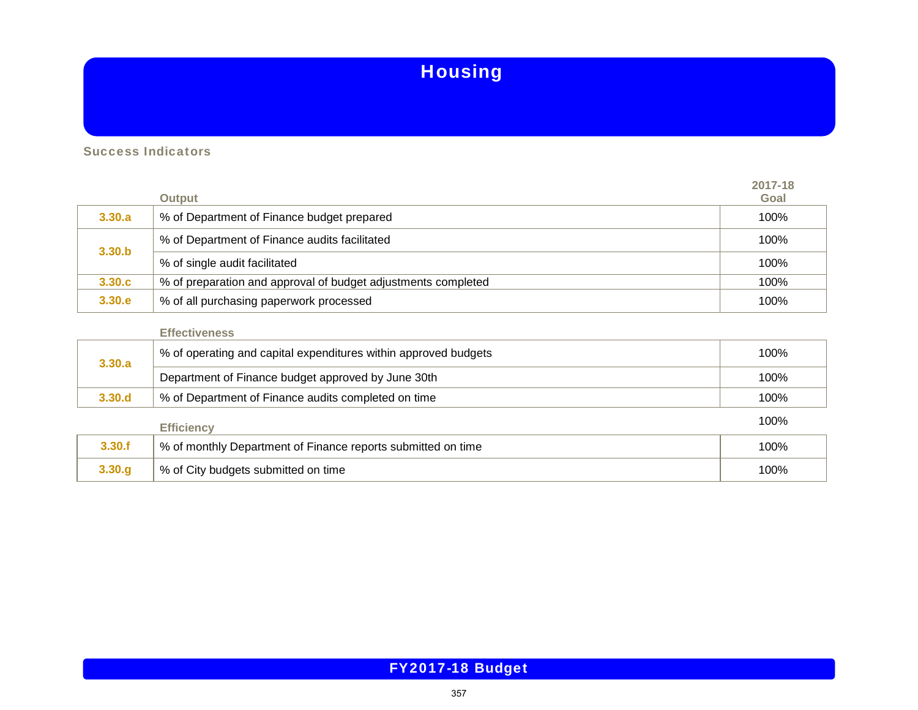# Housing

## Success Indicators

| | Output | 2017-18 Goal |
|---|---|---|
| 3.30.a | % of Department of Finance budget prepared | 100% |
| 3.30.b | % of Department of Finance audits facilitated | 100% |
| | % of single audit facilitated | 100% |
| 3.30.c | % of preparation and approval of budget adjustments completed | 100% |
| 3.30.e | % of all purchasing paperwork processed | 100% |

| | Effectiveness | |
|---|---|---|
| 3.30.a | % of operating and capital expenditures within approved budgets | 100% |
| | Department of Finance budget approved by June 30th | 100% |
| 3.30.d | % of Department of Finance audits completed on time | 100% |

| | Efficiency | 100% |
|---|---|---|
| 3.30.f | % of monthly Department of Finance reports submitted on time | 100% |
| 3.30.g | % of City budgets submitted on time | 100% |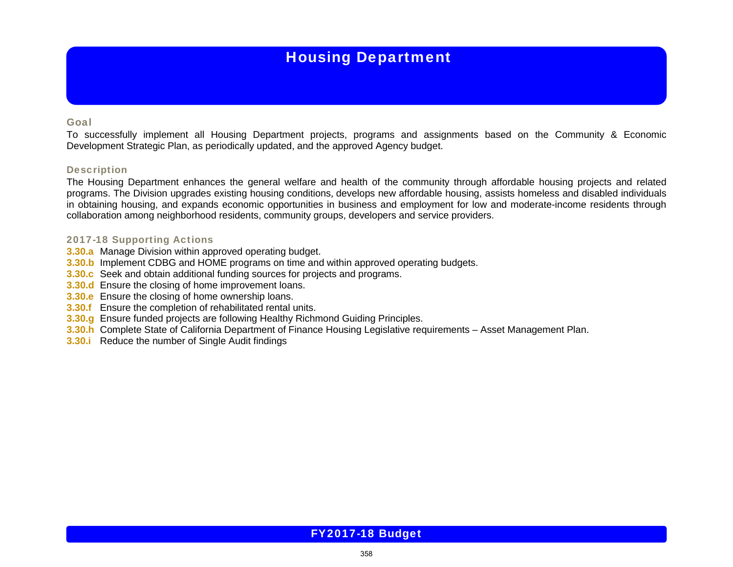# Housing Department

## Goal

To successfully implement all Housing Department projects, programs and assignments based on the Community & Economic Development Strategic Plan, as periodically updated, and the approved Agency budget.

## Description

The Housing Department enhances the general welfare and health of the community through affordable housing projects and related programs. The Division upgrades existing housing conditions, develops new affordable housing, assists homeless and disabled individuals in obtaining housing, and expands economic opportunities in business and employment for low and moderate-income residents through collaboration among neighborhood residents, community groups, developers and service providers.

## 2017-18 Supporting Actions

**3.30.a** Manage Division within approved operating budget.
**3.30.b** Implement CDBG and HOME programs on time and within approved operating budgets.
**3.30.c** Seek and obtain additional funding sources for projects and programs.
**3.30.d** Ensure the closing of home improvement loans.
**3.30.e** Ensure the closing of home ownership loans.
**3.30.f** Ensure the completion of rehabilitated rental units.
**3.30.g** Ensure funded projects are following Healthy Richmond Guiding Principles.
**3.30.h** Complete State of California Department of Finance Housing Legislative requirements – Asset Management Plan.
**3.30.i** Reduce the number of Single Audit findings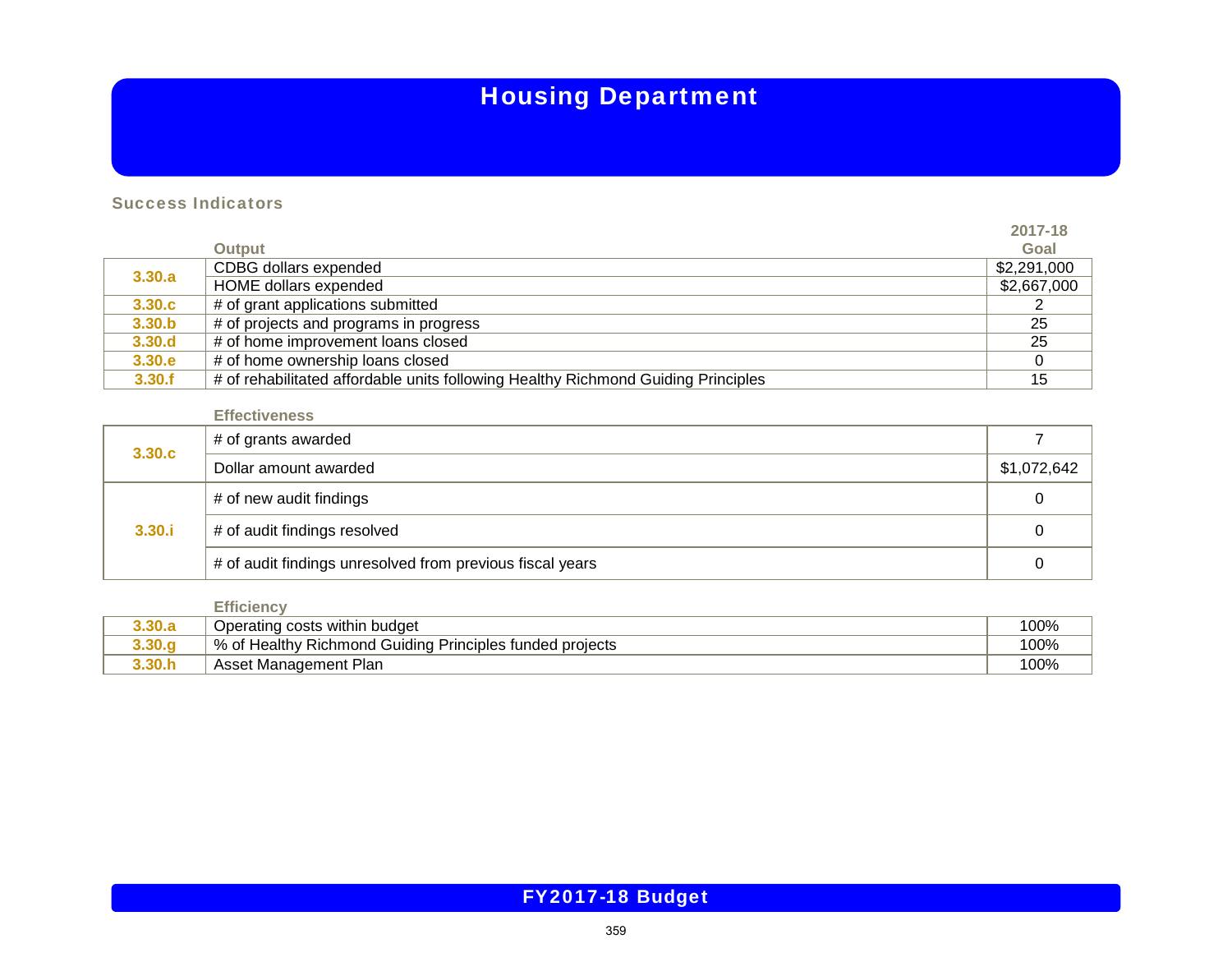# Housing Department

## Success Indicators

| | Output | 2017-18 Goal |
|---|---|---|
| 3.30.a | CDBG dollars expended | $2,291,000 |
| | HOME dollars expended | $2,667,000 |
| 3.30.c | # of grant applications submitted | 2 |
| 3.30.b | # of projects and programs in progress | 25 |
| 3.30.d | # of home improvement loans closed | 25 |
| 3.30.e | # of home ownership loans closed | 0 |
| 3.30.f | # of rehabilitated affordable units following Healthy Richmond Guiding Principles | 15 |

| | Effectiveness | |
|---|---|---|
| 3.30.c | # of grants awarded | 7 |
| | Dollar amount awarded | $1,072,642 |
| 3.30.i | # of new audit findings | 0 |
| | # of audit findings resolved | 0 |
| | # of audit findings unresolved from previous fiscal years | 0 |

| | Efficiency | |
|---|---|---|
| 3.30.a | Operating costs within budget | 100% |
| 3.30.g | % of Healthy Richmond Guiding Principles funded projects | 100% |
| 3.30.h | Asset Management Plan | 100% |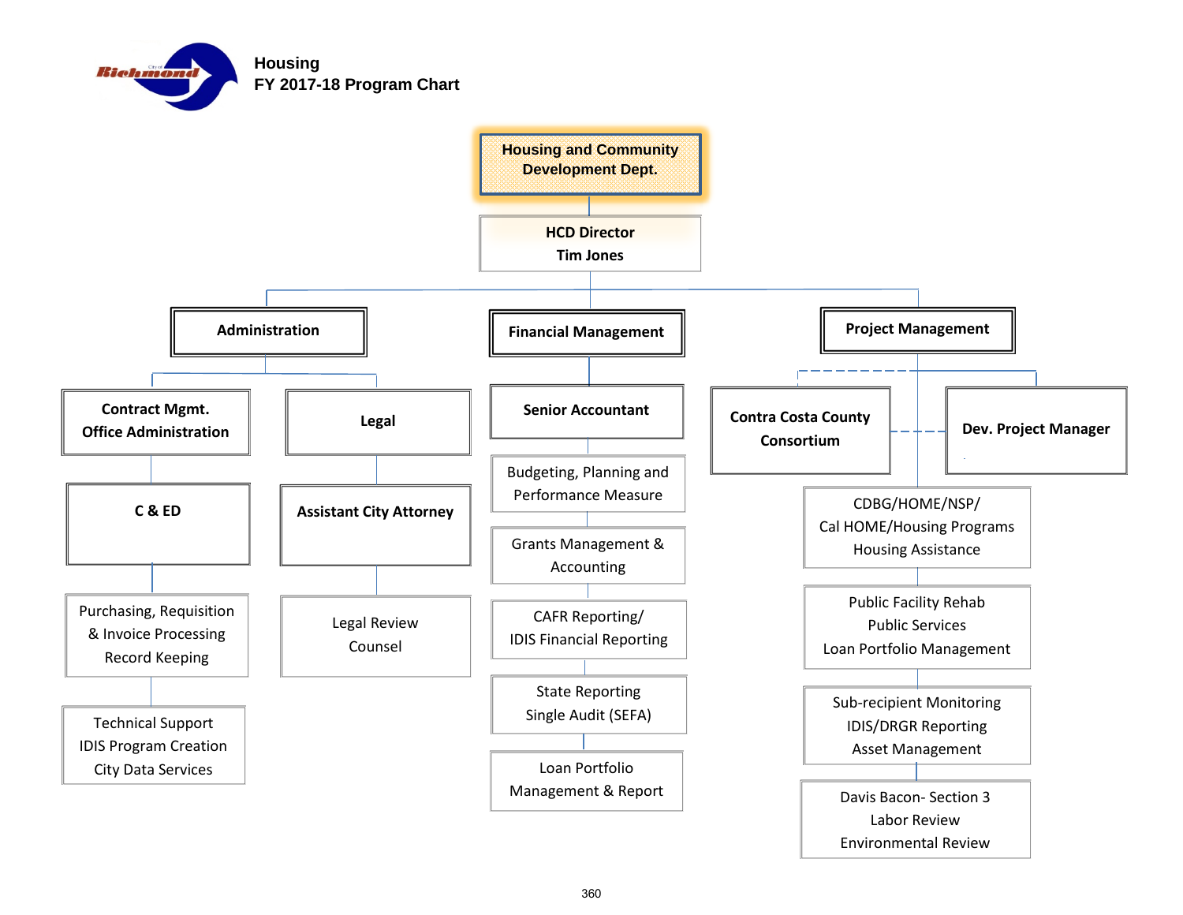# Housing
## FY 2017-18 Program Chart

**Housing and Community Development Dept.**

**HCD Director**
**Tim Jones**

### Administration

- **Contract Mgmt. Office Administration**
  - **C & ED**
    - Purchasing, Requisition & Invoice Processing Record Keeping
    - Technical Support IDIS Program Creation City Data Services
- **Legal**
  - **Assistant City Attorney**
    - Legal Review Counsel

### Financial Management

- **Senior Accountant**
  - Budgeting, Planning and Performance Measure
  - Grants Management & Accounting
  - CAFR Reporting/ IDIS Financial Reporting
  - State Reporting Single Audit (SEFA)
  - Loan Portfolio Management & Report

### Project Management

- **Contra Costa County Consortium**
- **Dev. Project Manager**
- CDBG/HOME/NSP/ Cal HOME/Housing Programs Housing Assistance
- Public Facility Rehab Public Services Loan Portfolio Management
- Sub-recipient Monitoring IDIS/DRGR Reporting Asset Management
- Davis Bacon- Section 3 Labor Review Environmental Review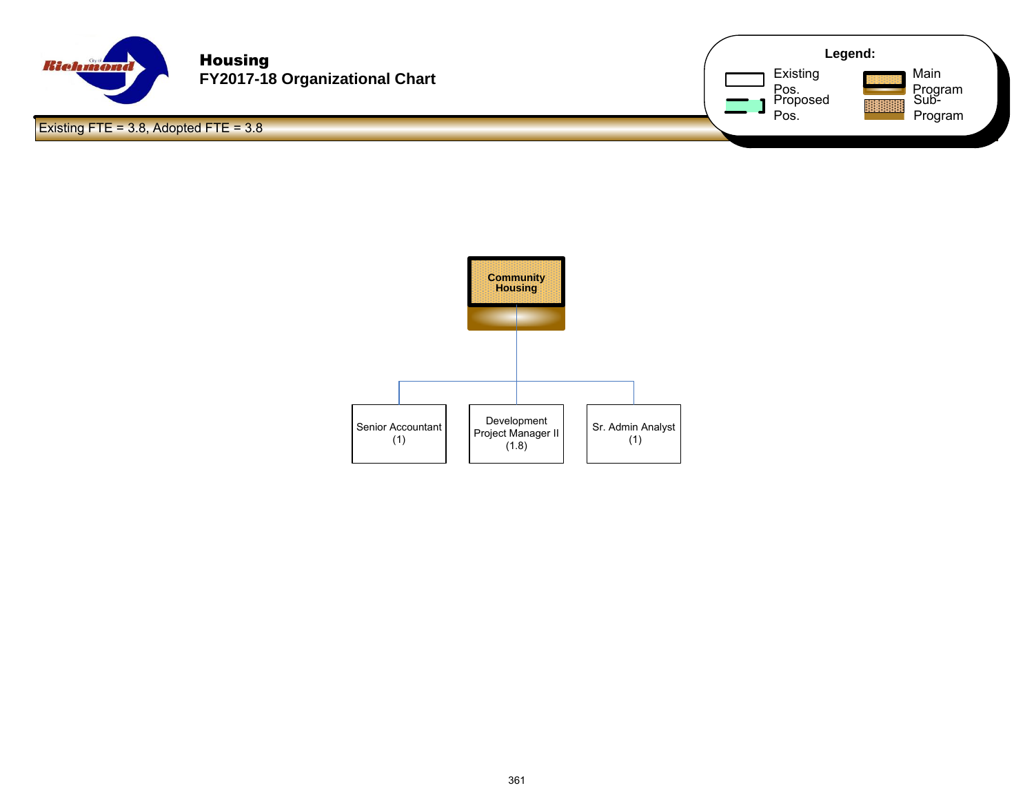# Housing

## FY2017-18 Organizational Chart

**Legend:**

- Existing Pos.
- Proposed Pos.
- Main Program
- Sub-Program

Existing FTE = 3.8, Adopted FTE = 3.8

**Community Housing**

- Senior Accountant (1)
- Development Project Manager II (1.8)
- Sr. Admin Analyst (1)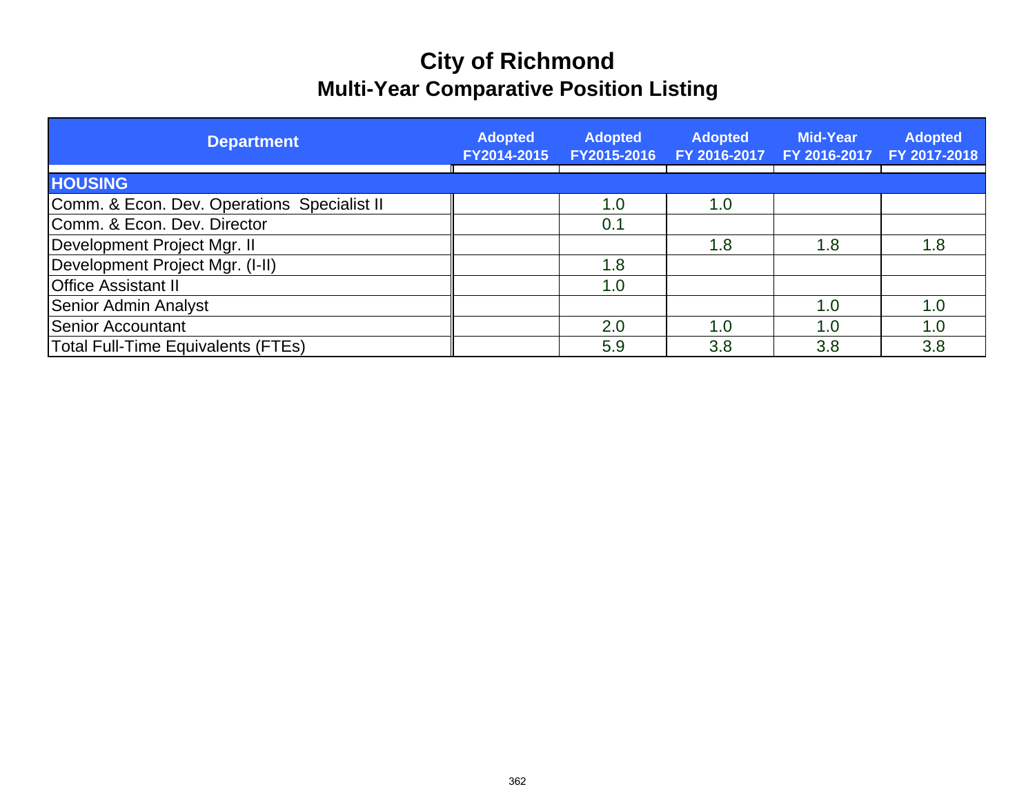# City of Richmond

## Multi-Year Comparative Position Listing

| Department | Adopted FY2014-2015 | Adopted FY2015-2016 | Adopted FY 2016-2017 | Mid-Year FY 2016-2017 | Adopted FY 2017-2018 |
|---|---|---|---|---|---|
| **HOUSING** | | | | | |
| Comm. & Econ. Dev. Operations Specialist II | | 1.0 | 1.0 | | |
| Comm. & Econ. Dev. Director | | 0.1 | | | |
| Development Project Mgr. II | | | 1.8 | 1.8 | 1.8 |
| Development Project Mgr. (I-II) | | 1.8 | | | |
| Office Assistant II | | 1.0 | | | |
| Senior Admin Analyst | | | | 1.0 | 1.0 |
| Senior Accountant | | 2.0 | 1.0 | 1.0 | 1.0 |
| Total Full-Time Equivalents (FTEs) | | 5.9 | 3.8 | 3.8 | 3.8 |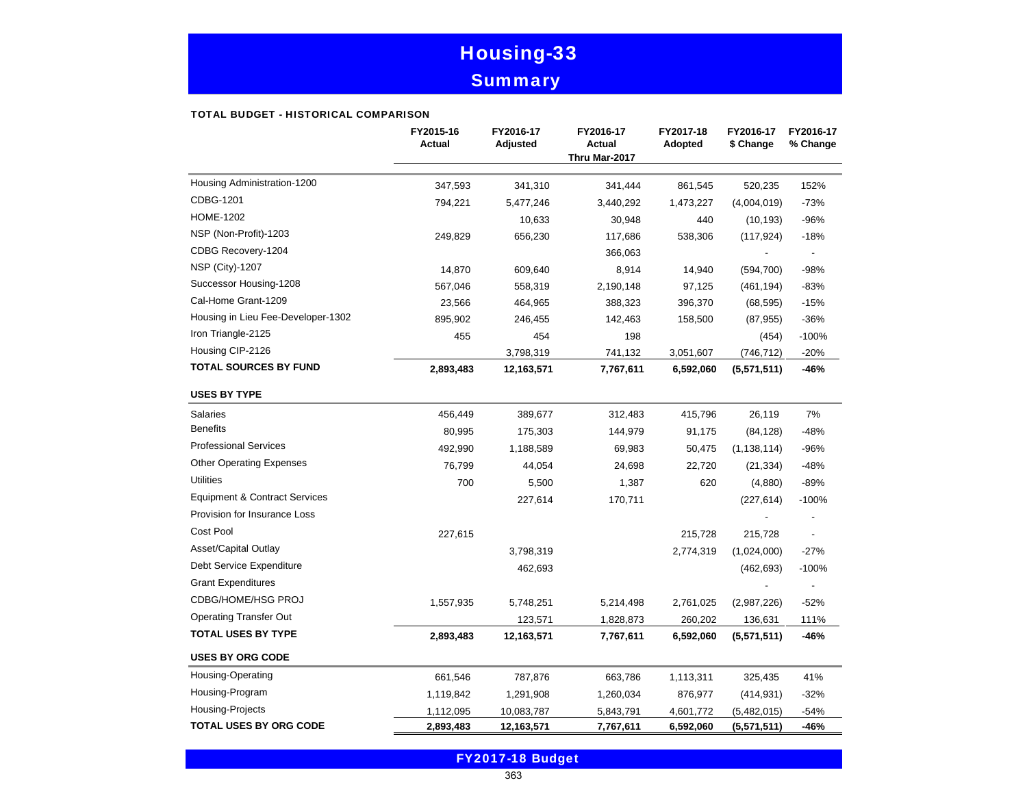# Housing-33

## Summary

**TOTAL BUDGET - HISTORICAL COMPARISON**

| | FY2015-16 Actual | FY2016-17 Adjusted | FY2016-17 Actual Thru Mar-2017 | FY2017-18 Adopted | FY2016-17 $ Change | FY2016-17 % Change |
|---|---|---|---|---|---|---|
| Housing Administration-1200 | 347,593 | 341,310 | 341,444 | 861,545 | 520,235 | 152% |
| CDBG-1201 | 794,221 | 5,477,246 | 3,440,292 | 1,473,227 | (4,004,019) | -73% |
| HOME-1202 | | 10,633 | 30,948 | 440 | (10,193) | -96% |
| NSP (Non-Profit)-1203 | 249,829 | 656,230 | 117,686 | 538,306 | (117,924) | -18% |
| CDBG Recovery-1204 | | | 366,063 | | - | - |
| NSP (City)-1207 | 14,870 | 609,640 | 8,914 | 14,940 | (594,700) | -98% |
| Successor Housing-1208 | 567,046 | 558,319 | 2,190,148 | 97,125 | (461,194) | -83% |
| Cal-Home Grant-1209 | 23,566 | 464,965 | 388,323 | 396,370 | (68,595) | -15% |
| Housing in Lieu Fee-Developer-1302 | 895,902 | 246,455 | 142,463 | 158,500 | (87,955) | -36% |
| Iron Triangle-2125 | 455 | 454 | 198 | | (454) | -100% |
| Housing CIP-2126 | | 3,798,319 | 741,132 | 3,051,607 | (746,712) | -20% |
| **TOTAL SOURCES BY FUND** | **2,893,483** | **12,163,571** | **7,767,611** | **6,592,060** | **(5,571,511)** | **-46%** |
| **USES BY TYPE** | | | | | | |
| Salaries | 456,449 | 389,677 | 312,483 | 415,796 | 26,119 | 7% |
| Benefits | 80,995 | 175,303 | 144,979 | 91,175 | (84,128) | -48% |
| Professional Services | 492,990 | 1,188,589 | 69,983 | 50,475 | (1,138,114) | -96% |
| Other Operating Expenses | 76,799 | 44,054 | 24,698 | 22,720 | (21,334) | -48% |
| Utilities | 700 | 5,500 | 1,387 | 620 | (4,880) | -89% |
| Equipment & Contract Services | | 227,614 | 170,711 | | (227,614) | -100% |
| Provision for Insurance Loss | | | | | - | - |
| Cost Pool | 227,615 | | | 215,728 | 215,728 | - |
| Asset/Capital Outlay | | 3,798,319 | | 2,774,319 | (1,024,000) | -27% |
| Debt Service Expenditure | | 462,693 | | | (462,693) | -100% |
| Grant Expenditures | | | | | - | - |
| CDBG/HOME/HSG PROJ | 1,557,935 | 5,748,251 | 5,214,498 | 2,761,025 | (2,987,226) | -52% |
| Operating Transfer Out | | 123,571 | 1,828,873 | 260,202 | 136,631 | 111% |
| **TOTAL USES BY TYPE** | **2,893,483** | **12,163,571** | **7,767,611** | **6,592,060** | **(5,571,511)** | **-46%** |
| **USES BY ORG CODE** | | | | | | |
| Housing-Operating | 661,546 | 787,876 | 663,786 | 1,113,311 | 325,435 | 41% |
| Housing-Program | 1,119,842 | 1,291,908 | 1,260,034 | 876,977 | (414,931) | -32% |
| Housing-Projects | 1,112,095 | 10,083,787 | 5,843,791 | 4,601,772 | (5,482,015) | -54% |
| **TOTAL USES BY ORG CODE** | **2,893,483** | **12,163,571** | **7,767,611** | **6,592,060** | **(5,571,511)** | **-46%** |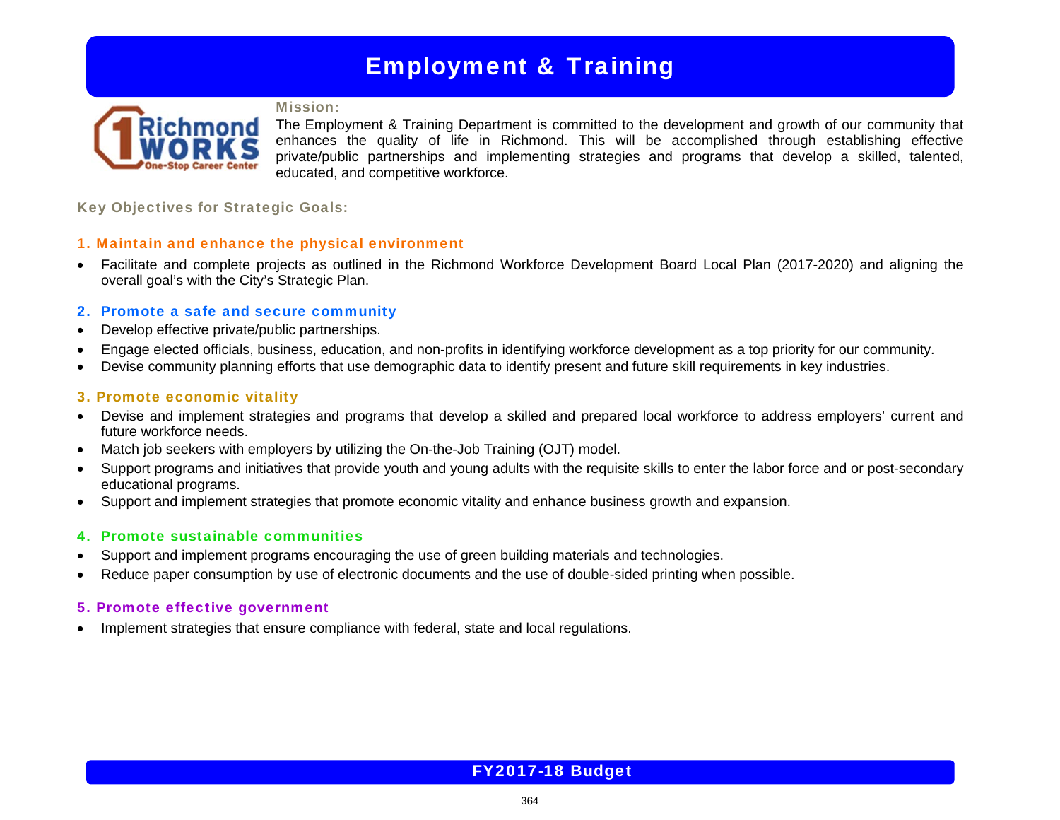# Employment & Training

**Mission:**

The Employment & Training Department is committed to the development and growth of our community that enhances the quality of life in Richmond. This will be accomplished through establishing effective private/public partnerships and implementing strategies and programs that develop a skilled, talented, educated, and competitive workforce.

## Key Objectives for Strategic Goals:

### 1. Maintain and enhance the physical environment

- Facilitate and complete projects as outlined in the Richmond Workforce Development Board Local Plan (2017-2020) and aligning the overall goal's with the City's Strategic Plan.

### 2. Promote a safe and secure community

- Develop effective private/public partnerships.
- Engage elected officials, business, education, and non-profits in identifying workforce development as a top priority for our community.
- Devise community planning efforts that use demographic data to identify present and future skill requirements in key industries.

### 3. Promote economic vitality

- Devise and implement strategies and programs that develop a skilled and prepared local workforce to address employers' current and future workforce needs.
- Match job seekers with employers by utilizing the On-the-Job Training (OJT) model.
- Support programs and initiatives that provide youth and young adults with the requisite skills to enter the labor force and or post-secondary educational programs.
- Support and implement strategies that promote economic vitality and enhance business growth and expansion.

### 4. Promote sustainable communities

- Support and implement programs encouraging the use of green building materials and technologies.
- Reduce paper consumption by use of electronic documents and the use of double-sided printing when possible.

### 5. Promote effective government

- Implement strategies that ensure compliance with federal, state and local regulations.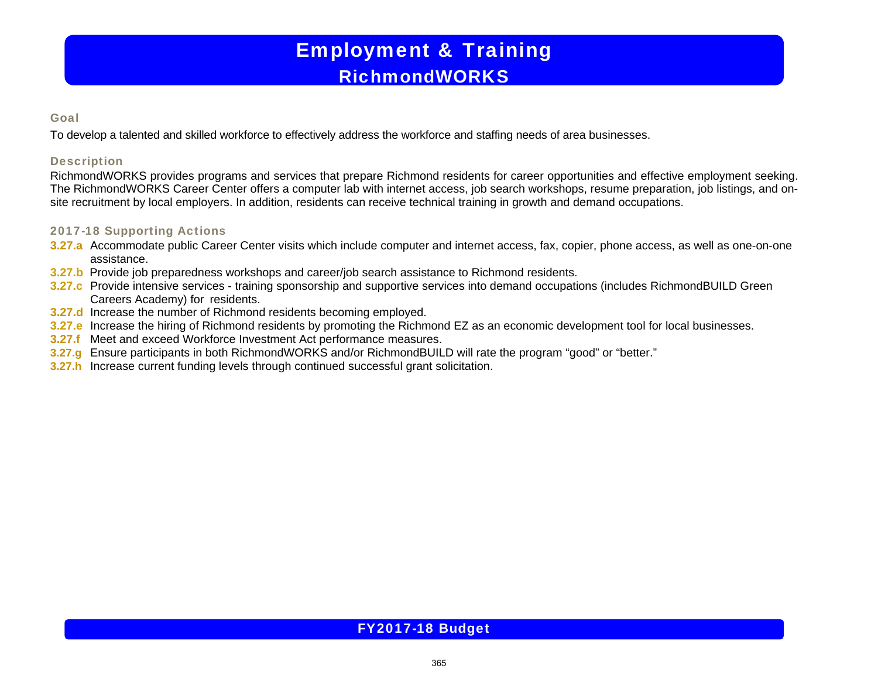# Employment & Training

## RichmondWORKS

### Goal

To develop a talented and skilled workforce to effectively address the workforce and staffing needs of area businesses.

### Description

RichmondWORKS provides programs and services that prepare Richmond residents for career opportunities and effective employment seeking. The RichmondWORKS Career Center offers a computer lab with internet access, job search workshops, resume preparation, job listings, and on-site recruitment by local employers. In addition, residents can receive technical training in growth and demand occupations.

### 2017-18 Supporting Actions

- **3.27.a** Accommodate public Career Center visits which include computer and internet access, fax, copier, phone access, as well as one-on-one assistance.
- **3.27.b** Provide job preparedness workshops and career/job search assistance to Richmond residents.
- **3.27.c** Provide intensive services - training sponsorship and supportive services into demand occupations (includes RichmondBUILD Green Careers Academy) for residents.
- **3.27.d** Increase the number of Richmond residents becoming employed.
- **3.27.e** Increase the hiring of Richmond residents by promoting the Richmond EZ as an economic development tool for local businesses.
- **3.27.f** Meet and exceed Workforce Investment Act performance measures.
- **3.27.g** Ensure participants in both RichmondWORKS and/or RichmondBUILD will rate the program "good" or "better."
- **3.27.h** Increase current funding levels through continued successful grant solicitation.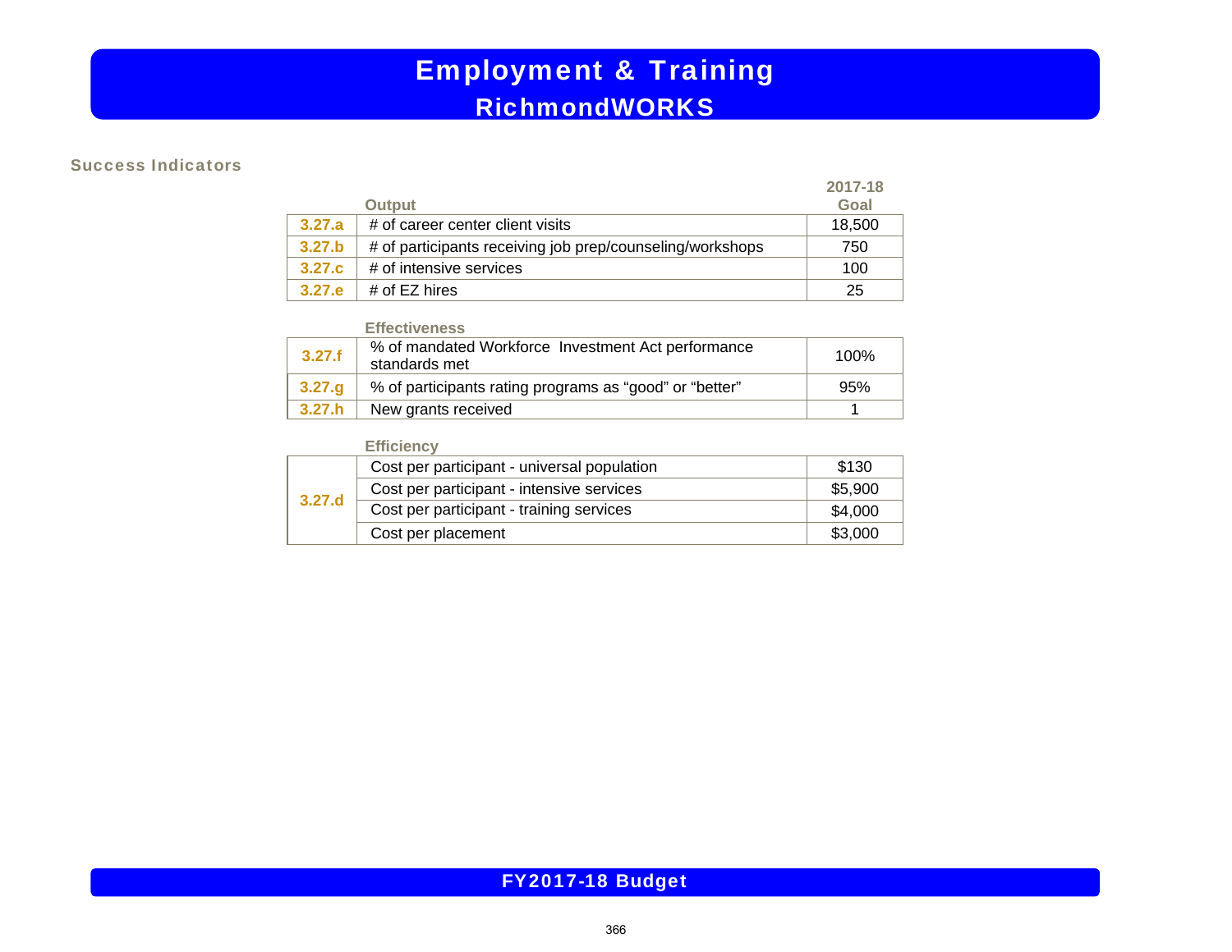# Employment & Training

## RichmondWORKS

### Success Indicators

| | Output | 2017-18 Goal |
|---|---|---|
| 3.27.a | # of career center client visits | 18,500 |
| 3.27.b | # of participants receiving job prep/counseling/workshops | 750 |
| 3.27.c | # of intensive services | 100 |
| 3.27.e | # of EZ hires | 25 |

| | Effectiveness | |
|---|---|---|
| 3.27.f | % of mandated Workforce Investment Act performance standards met | 100% |
| 3.27.g | % of participants rating programs as “good” or “better” | 95% |
| 3.27.h | New grants received | 1 |

| | Efficiency | |
|---|---|---|
| 3.27.d | Cost per participant - universal population | $130 |
| | Cost per participant - intensive services | $5,900 |
| | Cost per participant - training services | $4,000 |
| | Cost per placement | $3,000 |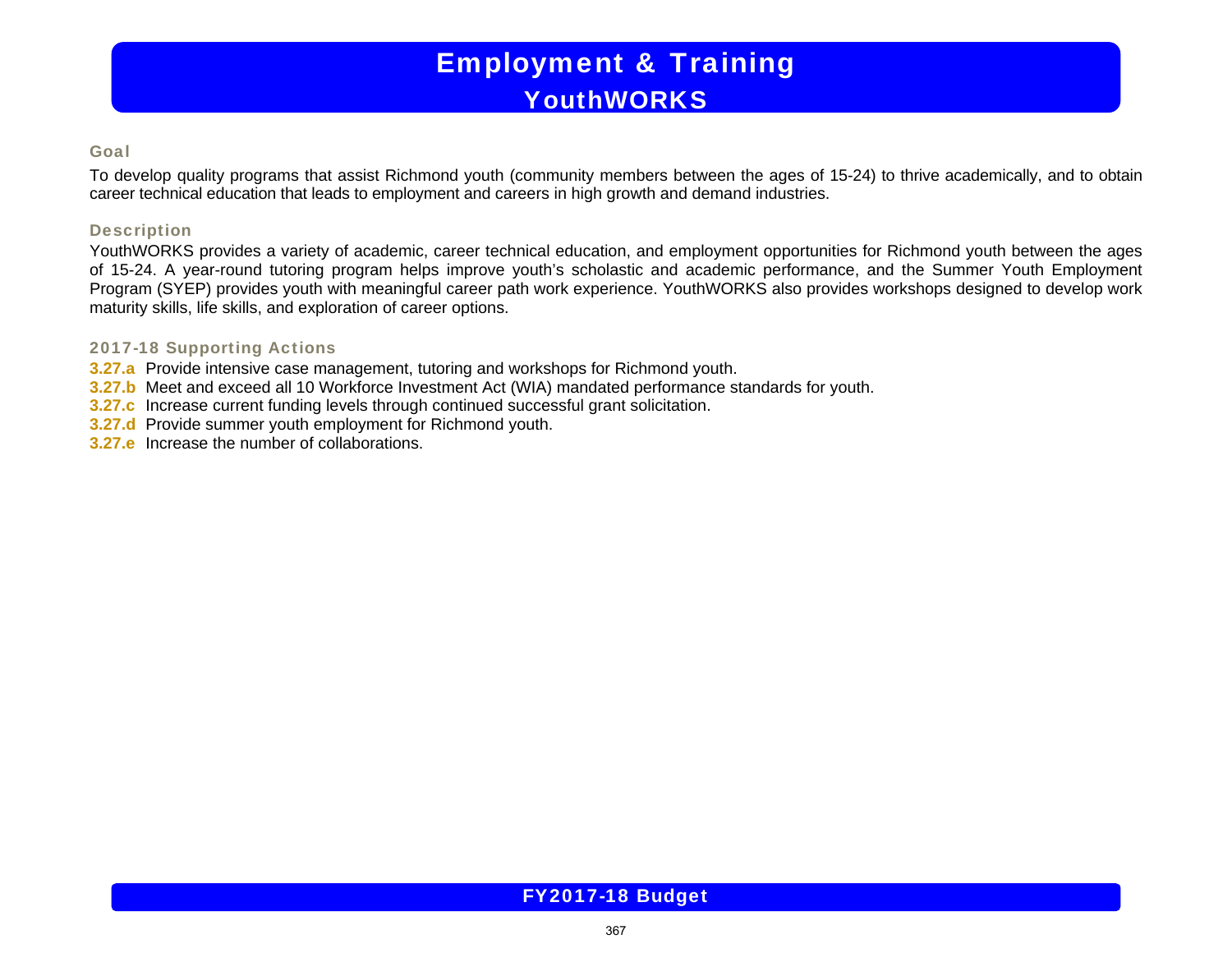# Employment & Training
## YouthWORKS

### Goal

To develop quality programs that assist Richmond youth (community members between the ages of 15-24) to thrive academically, and to obtain career technical education that leads to employment and careers in high growth and demand industries.

### Description

YouthWORKS provides a variety of academic, career technical education, and employment opportunities for Richmond youth between the ages of 15-24. A year-round tutoring program helps improve youth's scholastic and academic performance, and the Summer Youth Employment Program (SYEP) provides youth with meaningful career path work experience. YouthWORKS also provides workshops designed to develop work maturity skills, life skills, and exploration of career options.

### 2017-18 Supporting Actions

**3.27.a** Provide intensive case management, tutoring and workshops for Richmond youth.
**3.27.b** Meet and exceed all 10 Workforce Investment Act (WIA) mandated performance standards for youth.
**3.27.c** Increase current funding levels through continued successful grant solicitation.
**3.27.d** Provide summer youth employment for Richmond youth.
**3.27.e** Increase the number of collaborations.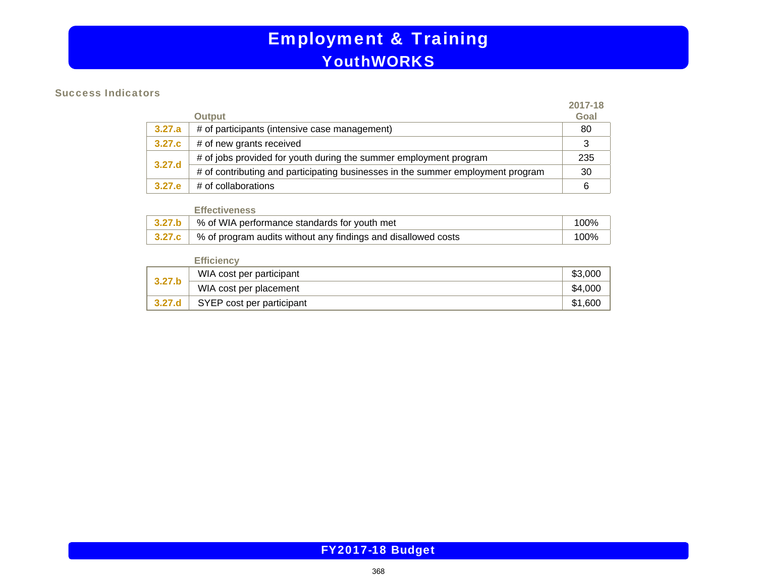# Employment & Training

## YouthWORKS

### Success Indicators

| | Output | 2017-18 Goal |
|---|---|---|
| 3.27.a | # of participants (intensive case management) | 80 |
| 3.27.c | # of new grants received | 3 |
| 3.27.d | # of jobs provided for youth during the summer employment program | 235 |
| | # of contributing and participating businesses in the summer employment program | 30 |
| 3.27.e | # of collaborations | 6 |

| | Effectiveness | |
|---|---|---|
| 3.27.b | % of WIA performance standards for youth met | 100% |
| 3.27.c | % of program audits without any findings and disallowed costs | 100% |

| | Efficiency | |
|---|---|---|
| 3.27.b | WIA cost per participant | $3,000 |
| | WIA cost per placement | $4,000 |
| 3.27.d | SYEP cost per participant | $1,600 |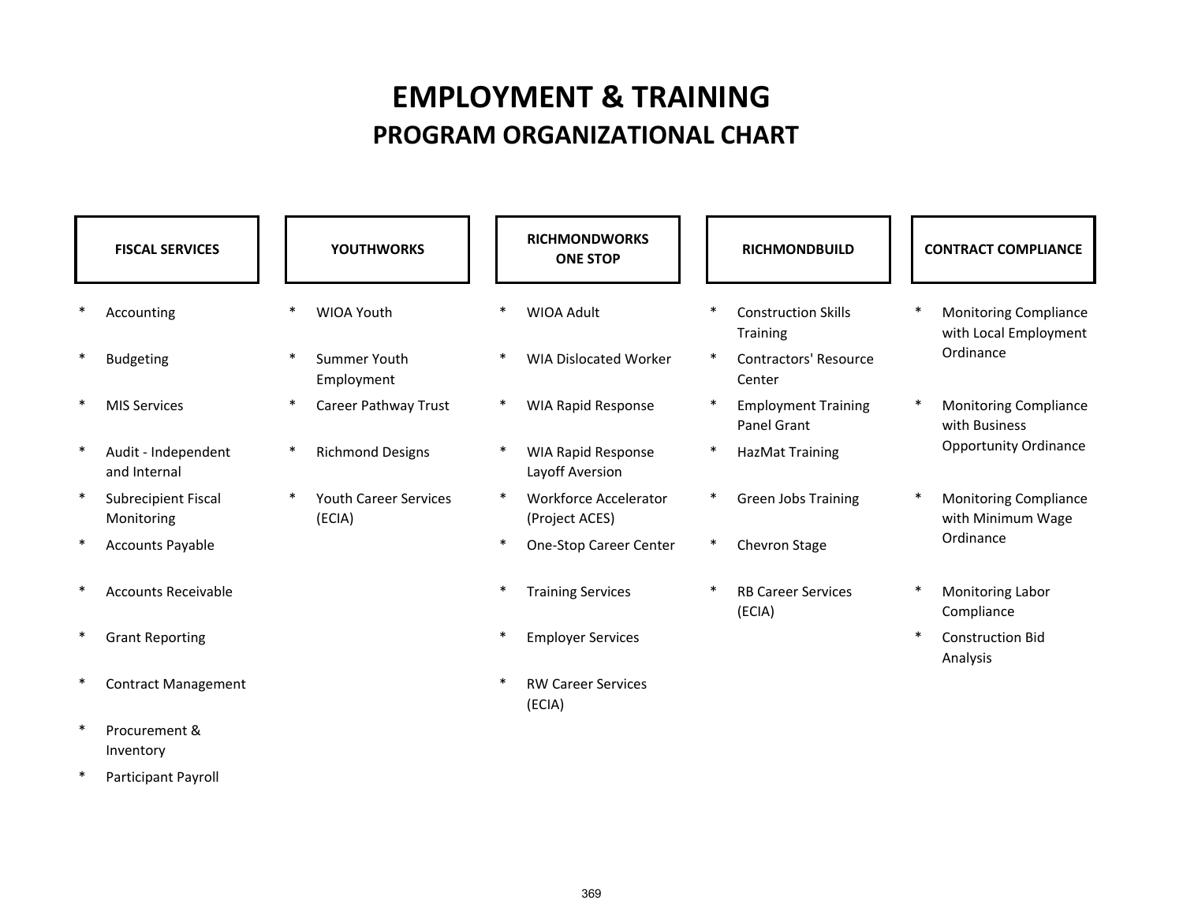# EMPLOYMENT & TRAINING

## PROGRAM ORGANIZATIONAL CHART

### FISCAL SERVICES

* Accounting
* Budgeting
* MIS Services
* Audit - Independent and Internal
* Subrecipient Fiscal Monitoring
* Accounts Payable
* Accounts Receivable
* Grant Reporting
* Contract Management
* Procurement & Inventory
* Participant Payroll

### YOUTHWORKS

* WIOA Youth
* Summer Youth Employment
* Career Pathway Trust
* Richmond Designs
* Youth Career Services (ECIA)

### RICHMONDWORKS ONE STOP

* WIOA Adult
* WIA Dislocated Worker
* WIA Rapid Response
* WIA Rapid Response Layoff Aversion
* Workforce Accelerator (Project ACES)
* One-Stop Career Center
* Training Services
* Employer Services
* RW Career Services (ECIA)

### RICHMONDBUILD

* Construction Skills Training
* Contractors' Resource Center
* Employment Training Panel Grant
* HazMat Training
* Green Jobs Training
* Chevron Stage
* RB Career Services (ECIA)

### CONTRACT COMPLIANCE

* Monitoring Compliance with Local Employment Ordinance
* Monitoring Compliance with Business Opportunity Ordinance
* Monitoring Compliance with Minimum Wage Ordinance
* Monitoring Labor Compliance
* Construction Bid Analysis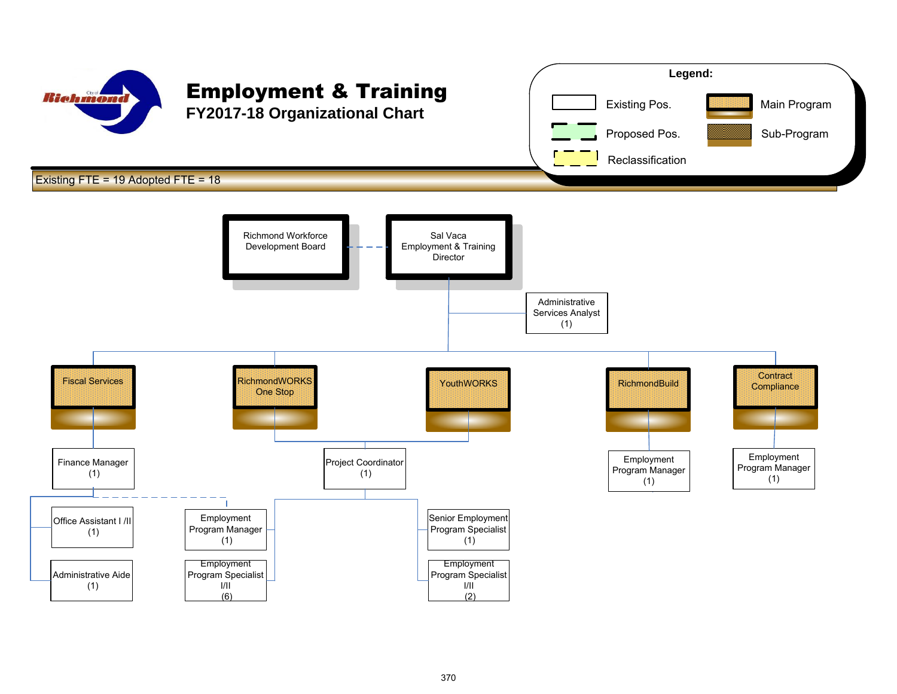# Employment & Training

## FY2017-18 Organizational Chart

**Legend:**

- Existing Pos.
- Proposed Pos.
- Reclassification
- Main Program
- Sub-Program

Existing FTE = 19 Adopted FTE = 18

- Richmond Workforce Development Board
- Sal Vaca, Employment & Training Director
  - Administrative Services Analyst (1)
  - **Fiscal Services**
    - Finance Manager (1)
      - Office Assistant I /II (1)
      - Administrative Aide (1)
      - Employment Program Manager (1)
        - Employment Program Specialist I/II (6)
  - **RichmondWORKS One Stop** / **YouthWORKS**
    - Project Coordinator (1)
      - Senior Employment Program Specialist (1)
      - Employment Program Specialist I/II (2)
  - **RichmondBuild**
    - Employment Program Manager (1)
  - **Contract Compliance**
    - Employment Program Manager (1)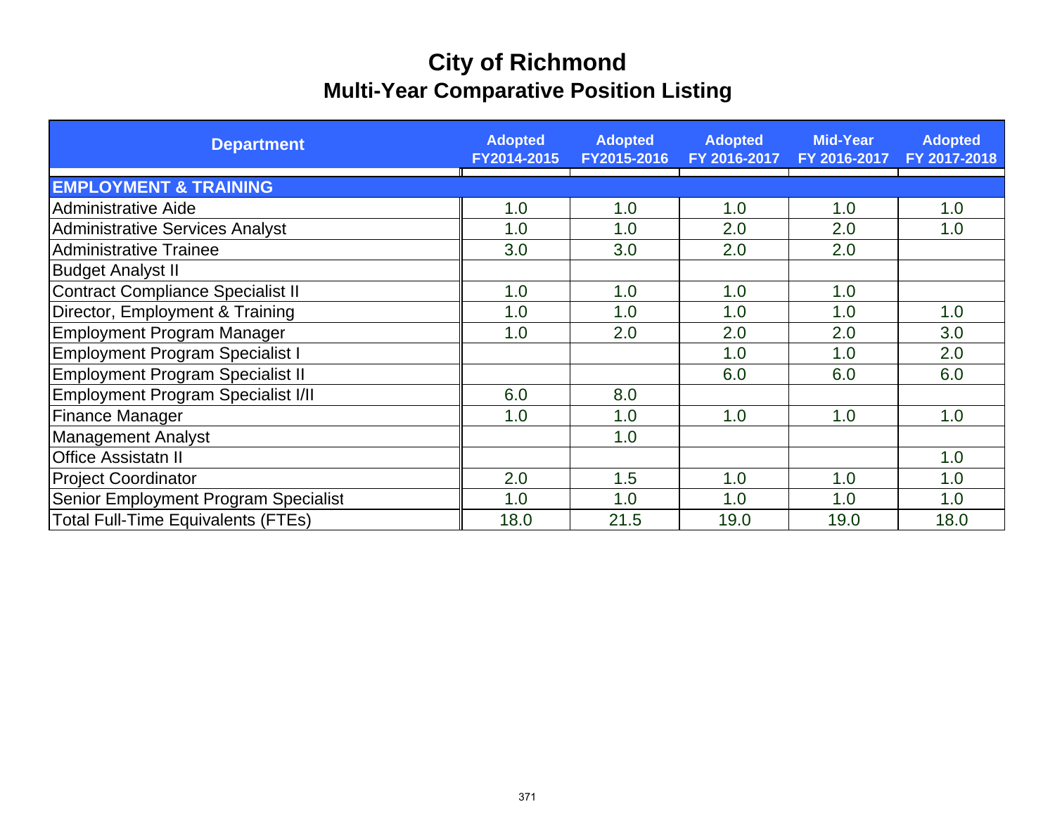# City of Richmond
## Multi-Year Comparative Position Listing

| Department | Adopted FY2014-2015 | Adopted FY2015-2016 | Adopted FY 2016-2017 | Mid-Year FY 2016-2017 | Adopted FY 2017-2018 |
|---|---|---|---|---|---|
| **EMPLOYMENT & TRAINING** | | | | | |
| Administrative Aide | 1.0 | 1.0 | 1.0 | 1.0 | 1.0 |
| Administrative Services Analyst | 1.0 | 1.0 | 2.0 | 2.0 | 1.0 |
| Administrative Trainee | 3.0 | 3.0 | 2.0 | 2.0 | |
| Budget Analyst II | | | | | |
| Contract Compliance Specialist II | 1.0 | 1.0 | 1.0 | 1.0 | |
| Director, Employment & Training | 1.0 | 1.0 | 1.0 | 1.0 | 1.0 |
| Employment Program Manager | 1.0 | 2.0 | 2.0 | 2.0 | 3.0 |
| Employment Program Specialist I | | | 1.0 | 1.0 | 2.0 |
| Employment Program Specialist II | | | 6.0 | 6.0 | 6.0 |
| Employment Program Specialist I/II | 6.0 | 8.0 | | | |
| Finance Manager | 1.0 | 1.0 | 1.0 | 1.0 | 1.0 |
| Management Analyst | | 1.0 | | | |
| Office Assistatn II | | | | | 1.0 |
| Project Coordinator | 2.0 | 1.5 | 1.0 | 1.0 | 1.0 |
| Senior Employment Program Specialist | 1.0 | 1.0 | 1.0 | 1.0 | 1.0 |
| Total Full-Time Equivalents (FTEs) | 18.0 | 21.5 | 19.0 | 19.0 | 18.0 |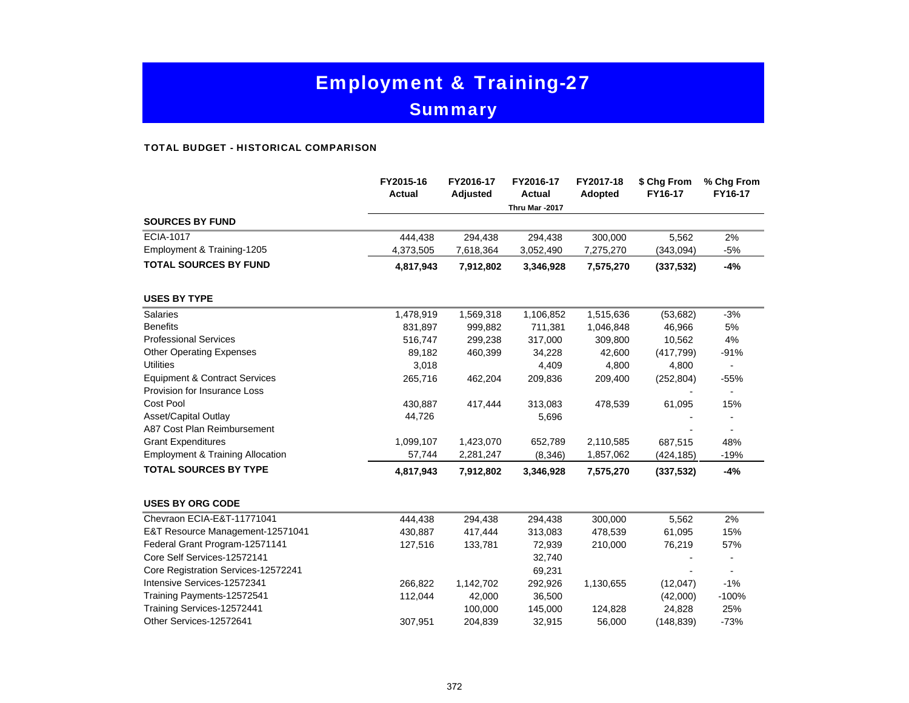# Employment & Training-27

## Summary

### TOTAL BUDGET - HISTORICAL COMPARISON

| | FY2015-16 Actual | FY2016-17 Adjusted | FY2016-17 Actual Thru Mar -2017 | FY2017-18 Adopted | $ Chg From FY16-17 | % Chg From FY16-17 |
|---|---|---|---|---|---|---|
| **SOURCES BY FUND** | | | | | | |
| ECIA-1017 | 444,438 | 294,438 | 294,438 | 300,000 | 5,562 | 2% |
| Employment & Training-1205 | 4,373,505 | 7,618,364 | 3,052,490 | 7,275,270 | (343,094) | -5% |
| **TOTAL SOURCES BY FUND** | **4,817,943** | **7,912,802** | **3,346,928** | **7,575,270** | **(337,532)** | **-4%** |
| **USES BY TYPE** | | | | | | |
| Salaries | 1,478,919 | 1,569,318 | 1,106,852 | 1,515,636 | (53,682) | -3% |
| Benefits | 831,897 | 999,882 | 711,381 | 1,046,848 | 46,966 | 5% |
| Professional Services | 516,747 | 299,238 | 317,000 | 309,800 | 10,562 | 4% |
| Other Operating Expenses | 89,182 | 460,399 | 34,228 | 42,600 | (417,799) | -91% |
| Utilities | 3,018 | | 4,409 | 4,800 | 4,800 | - |
| Equipment & Contract Services | 265,716 | 462,204 | 209,836 | 209,400 | (252,804) | -55% |
| Provision for Insurance Loss | | | | | - | - |
| Cost Pool | 430,887 | 417,444 | 313,083 | 478,539 | 61,095 | 15% |
| Asset/Capital Outlay | 44,726 | | 5,696 | | - | - |
| A87 Cost Plan Reimbursement | | | | | - | - |
| Grant Expenditures | 1,099,107 | 1,423,070 | 652,789 | 2,110,585 | 687,515 | 48% |
| Employment & Training Allocation | 57,744 | 2,281,247 | (8,346) | 1,857,062 | (424,185) | -19% |
| **TOTAL SOURCES BY TYPE** | **4,817,943** | **7,912,802** | **3,346,928** | **7,575,270** | **(337,532)** | **-4%** |
| **USES BY ORG CODE** | | | | | | |
| Chevraon ECIA-E&T-11771041 | 444,438 | 294,438 | 294,438 | 300,000 | 5,562 | 2% |
| E&T Resource Management-12571041 | 430,887 | 417,444 | 313,083 | 478,539 | 61,095 | 15% |
| Federal Grant Program-12571141 | 127,516 | 133,781 | 72,939 | 210,000 | 76,219 | 57% |
| Core Self Services-12572141 | | | 32,740 | | - | - |
| Core Registration Services-12572241 | | | 69,231 | | - | - |
| Intensive Services-12572341 | 266,822 | 1,142,702 | 292,926 | 1,130,655 | (12,047) | -1% |
| Training Payments-12572541 | 112,044 | 42,000 | 36,500 | | (42,000) | -100% |
| Training Services-12572441 | | 100,000 | 145,000 | 124,828 | 24,828 | 25% |
| Other Services-12572641 | 307,951 | 204,839 | 32,915 | 56,000 | (148,839) | -73% |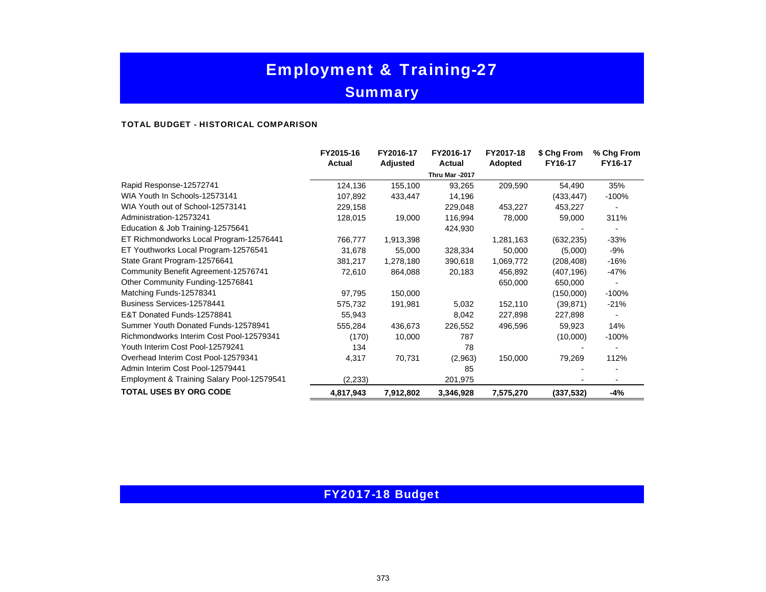# Employment & Training-27

## Summary

**TOTAL BUDGET - HISTORICAL COMPARISON**

| | FY2015-16 Actual | FY2016-17 Adjusted | FY2016-17 Actual Thru Mar -2017 | FY2017-18 Adopted | $ Chg From FY16-17 | % Chg From FY16-17 |
|---|---|---|---|---|---|---|
| Rapid Response-12572741 | 124,136 | 155,100 | 93,265 | 209,590 | 54,490 | 35% |
| WIA Youth In Schools-12573141 | 107,892 | 433,447 | 14,196 | | (433,447) | -100% |
| WIA Youth out of School-12573141 | 229,158 | | 229,048 | 453,227 | 453,227 | - |
| Administration-12573241 | 128,015 | 19,000 | 116,994 | 78,000 | 59,000 | 311% |
| Education & Job Training-12575641 | | | 424,930 | | - | - |
| ET Richmondworks Local Program-12576441 | 766,777 | 1,913,398 | | 1,281,163 | (632,235) | -33% |
| ET Youthworks Local Program-12576541 | 31,678 | 55,000 | 328,334 | 50,000 | (5,000) | -9% |
| State Grant Program-12576641 | 381,217 | 1,278,180 | 390,618 | 1,069,772 | (208,408) | -16% |
| Community Benefit Agreement-12576741 | 72,610 | 864,088 | 20,183 | 456,892 | (407,196) | -47% |
| Other Community Funding-12576841 | | | | 650,000 | 650,000 | - |
| Matching Funds-12578341 | 97,795 | 150,000 | | | (150,000) | -100% |
| Business Services-12578441 | 575,732 | 191,981 | 5,032 | 152,110 | (39,871) | -21% |
| E&T Donated Funds-12578841 | 55,943 | | 8,042 | 227,898 | 227,898 | - |
| Summer Youth Donated Funds-12578941 | 555,284 | 436,673 | 226,552 | 496,596 | 59,923 | 14% |
| Richmondworks Interim Cost Pool-12579341 | (170) | 10,000 | 787 | | (10,000) | -100% |
| Youth Interim Cost Pool-12579241 | 134 | | 78 | | - | - |
| Overhead Interim Cost Pool-12579341 | 4,317 | 70,731 | (2,963) | 150,000 | 79,269 | 112% |
| Admin Interim Cost Pool-12579441 | | | 85 | | - | - |
| Employment & Training Salary Pool-12579541 | (2,233) | | 201,975 | | - | - |
| **TOTAL USES BY ORG CODE** | **4,817,943** | **7,912,802** | **3,346,928** | **7,575,270** | **(337,532)** | **-4%** |

## FY2017-18 Budget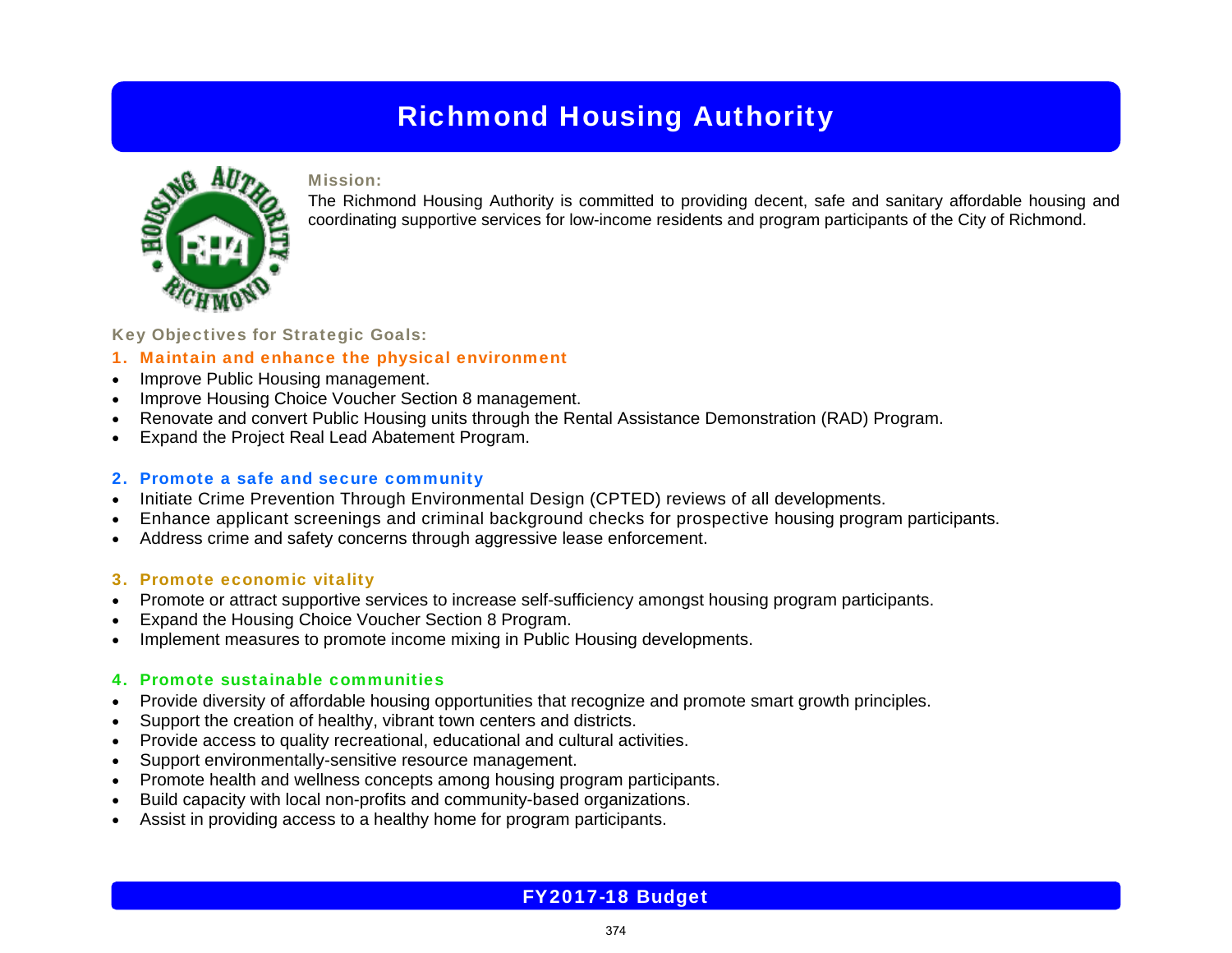# Richmond Housing Authority

**Mission:**

The Richmond Housing Authority is committed to providing decent, safe and sanitary affordable housing and coordinating supportive services for low-income residents and program participants of the City of Richmond.

**Key Objectives for Strategic Goals:**

### 1. Maintain and enhance the physical environment

- Improve Public Housing management.
- Improve Housing Choice Voucher Section 8 management.
- Renovate and convert Public Housing units through the Rental Assistance Demonstration (RAD) Program.
- Expand the Project Real Lead Abatement Program.

### 2. Promote a safe and secure community

- Initiate Crime Prevention Through Environmental Design (CPTED) reviews of all developments.
- Enhance applicant screenings and criminal background checks for prospective housing program participants.
- Address crime and safety concerns through aggressive lease enforcement.

### 3. Promote economic vitality

- Promote or attract supportive services to increase self-sufficiency amongst housing program participants.
- Expand the Housing Choice Voucher Section 8 Program.
- Implement measures to promote income mixing in Public Housing developments.

### 4. Promote sustainable communities

- Provide diversity of affordable housing opportunities that recognize and promote smart growth principles.
- Support the creation of healthy, vibrant town centers and districts.
- Provide access to quality recreational, educational and cultural activities.
- Support environmentally-sensitive resource management.
- Promote health and wellness concepts among housing program participants.
- Build capacity with local non-profits and community-based organizations.
- Assist in providing access to a healthy home for program participants.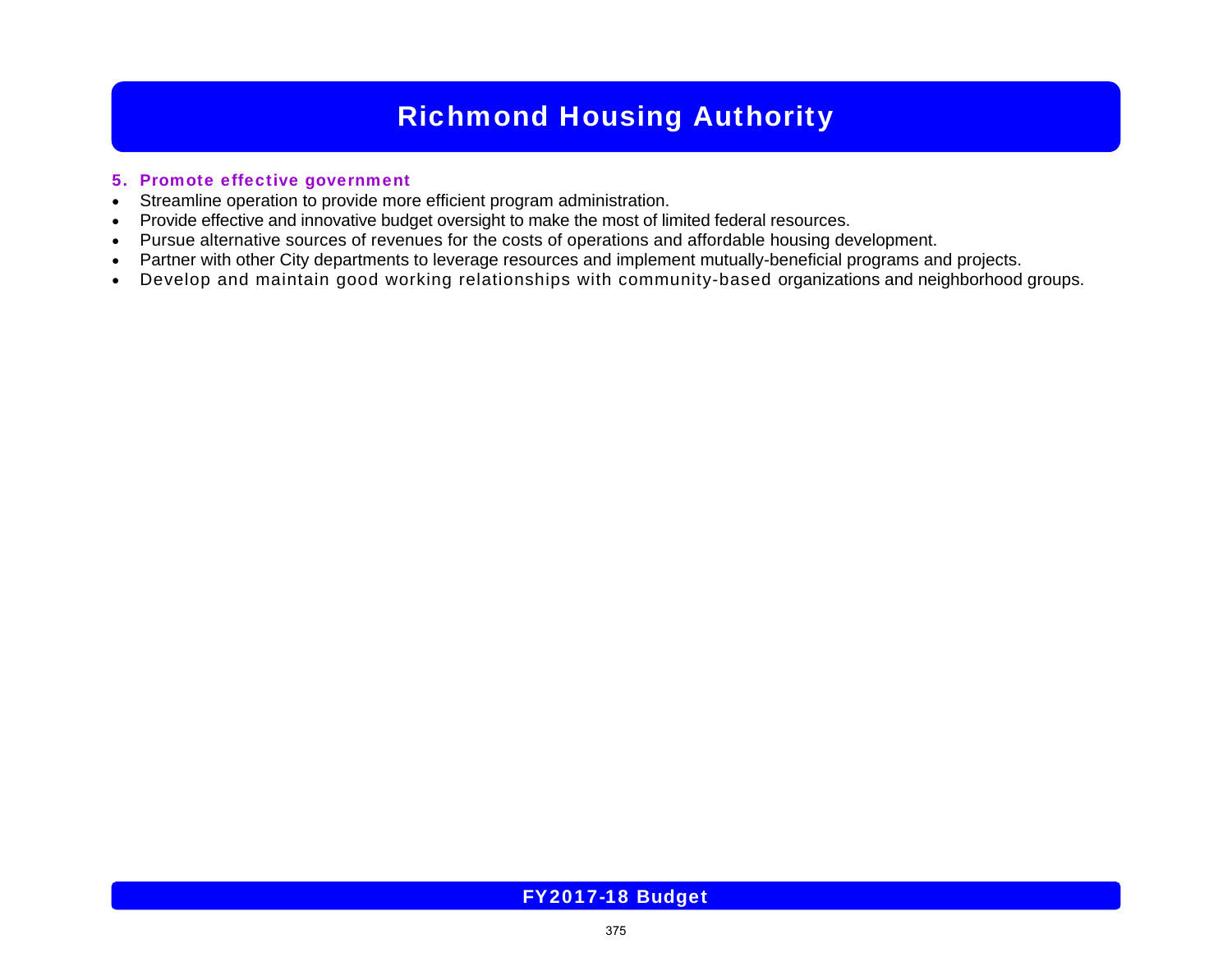# Richmond Housing Authority

### 5. Promote effective government

- Streamline operation to provide more efficient program administration.
- Provide effective and innovative budget oversight to make the most of limited federal resources.
- Pursue alternative sources of revenues for the costs of operations and affordable housing development.
- Partner with other City departments to leverage resources and implement mutually-beneficial programs and projects.
- Develop and maintain good working relationships with community-based organizations and neighborhood groups.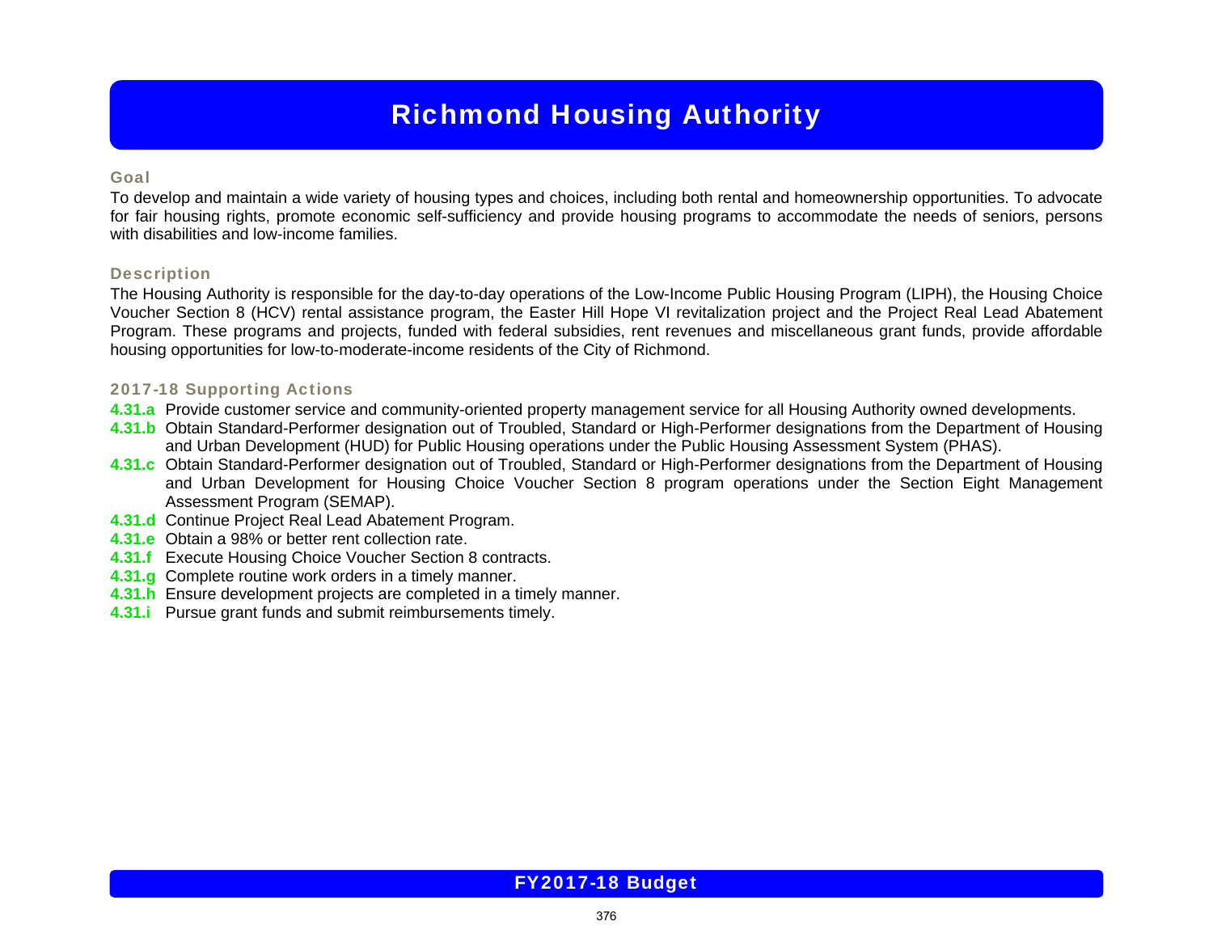# Richmond Housing Authority

### Goal

To develop and maintain a wide variety of housing types and choices, including both rental and homeownership opportunities. To advocate for fair housing rights, promote economic self-sufficiency and provide housing programs to accommodate the needs of seniors, persons with disabilities and low-income families.

### Description

The Housing Authority is responsible for the day-to-day operations of the Low-Income Public Housing Program (LIPH), the Housing Choice Voucher Section 8 (HCV) rental assistance program, the Easter Hill Hope VI revitalization project and the Project Real Lead Abatement Program. These programs and projects, funded with federal subsidies, rent revenues and miscellaneous grant funds, provide affordable housing opportunities for low-to-moderate-income residents of the City of Richmond.

### 2017-18 Supporting Actions

**4.31.a** Provide customer service and community-oriented property management service for all Housing Authority owned developments.

**4.31.b** Obtain Standard-Performer designation out of Troubled, Standard or High-Performer designations from the Department of Housing and Urban Development (HUD) for Public Housing operations under the Public Housing Assessment System (PHAS).

**4.31.c** Obtain Standard-Performer designation out of Troubled, Standard or High-Performer designations from the Department of Housing and Urban Development for Housing Choice Voucher Section 8 program operations under the Section Eight Management Assessment Program (SEMAP).

**4.31.d** Continue Project Real Lead Abatement Program.

**4.31.e** Obtain a 98% or better rent collection rate.

**4.31.f** Execute Housing Choice Voucher Section 8 contracts.

**4.31.g** Complete routine work orders in a timely manner.

**4.31.h** Ensure development projects are completed in a timely manner.

**4.31.i** Pursue grant funds and submit reimbursements timely.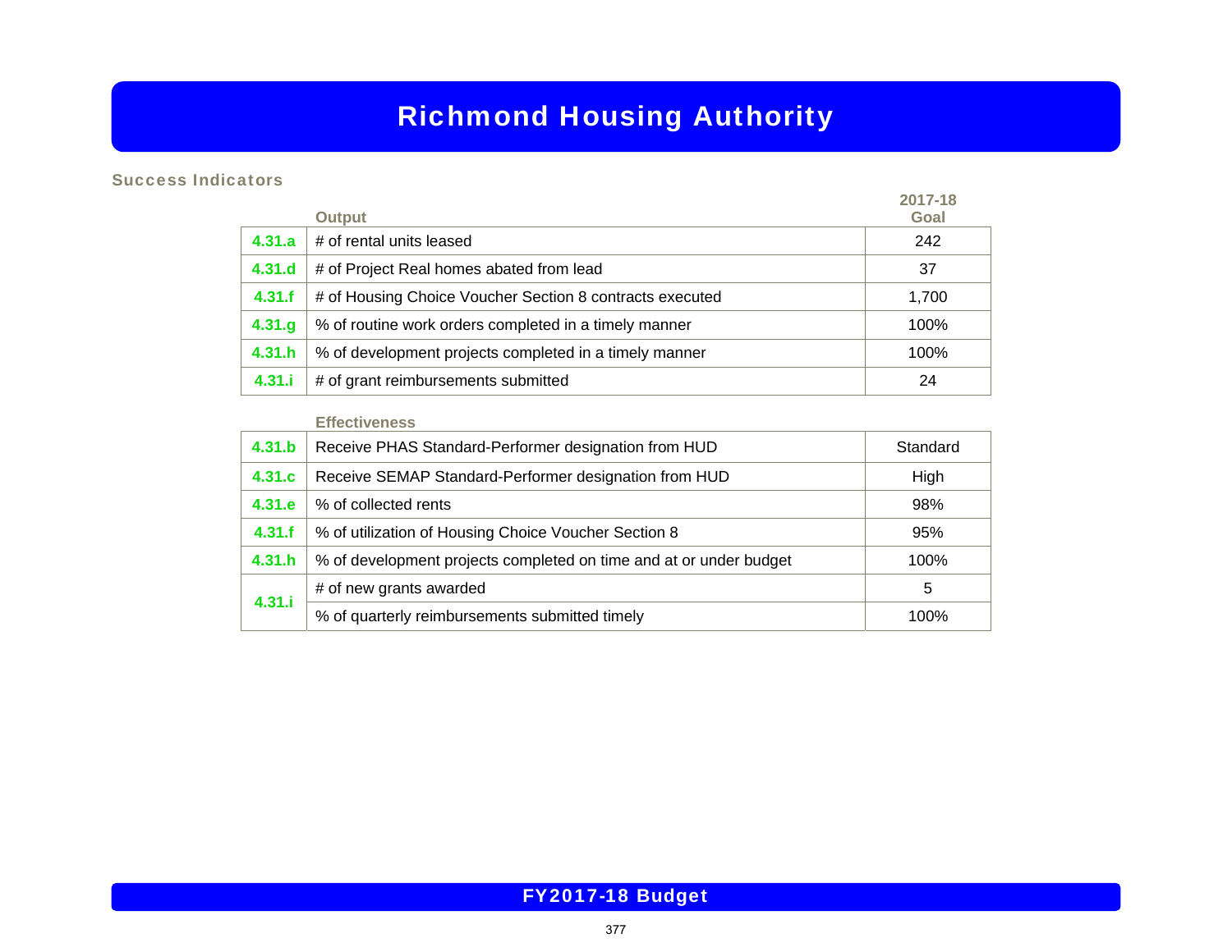# Richmond Housing Authority

## Success Indicators

| | Output | 2017-18 Goal |
|---|---|---|
| 4.31.a | # of rental units leased | 242 |
| 4.31.d | # of Project Real homes abated from lead | 37 |
| 4.31.f | # of Housing Choice Voucher Section 8 contracts executed | 1,700 |
| 4.31.g | % of routine work orders completed in a timely manner | 100% |
| 4.31.h | % of development projects completed in a timely manner | 100% |
| 4.31.i | # of grant reimbursements submitted | 24 |

| | Effectiveness | |
|---|---|---|
| 4.31.b | Receive PHAS Standard-Performer designation from HUD | Standard |
| 4.31.c | Receive SEMAP Standard-Performer designation from HUD | High |
| 4.31.e | % of collected rents | 98% |
| 4.31.f | % of utilization of Housing Choice Voucher Section 8 | 95% |
| 4.31.h | % of development projects completed on time and at or under budget | 100% |
| 4.31.i | # of new grants awarded | 5 |
| | % of quarterly reimbursements submitted timely | 100% |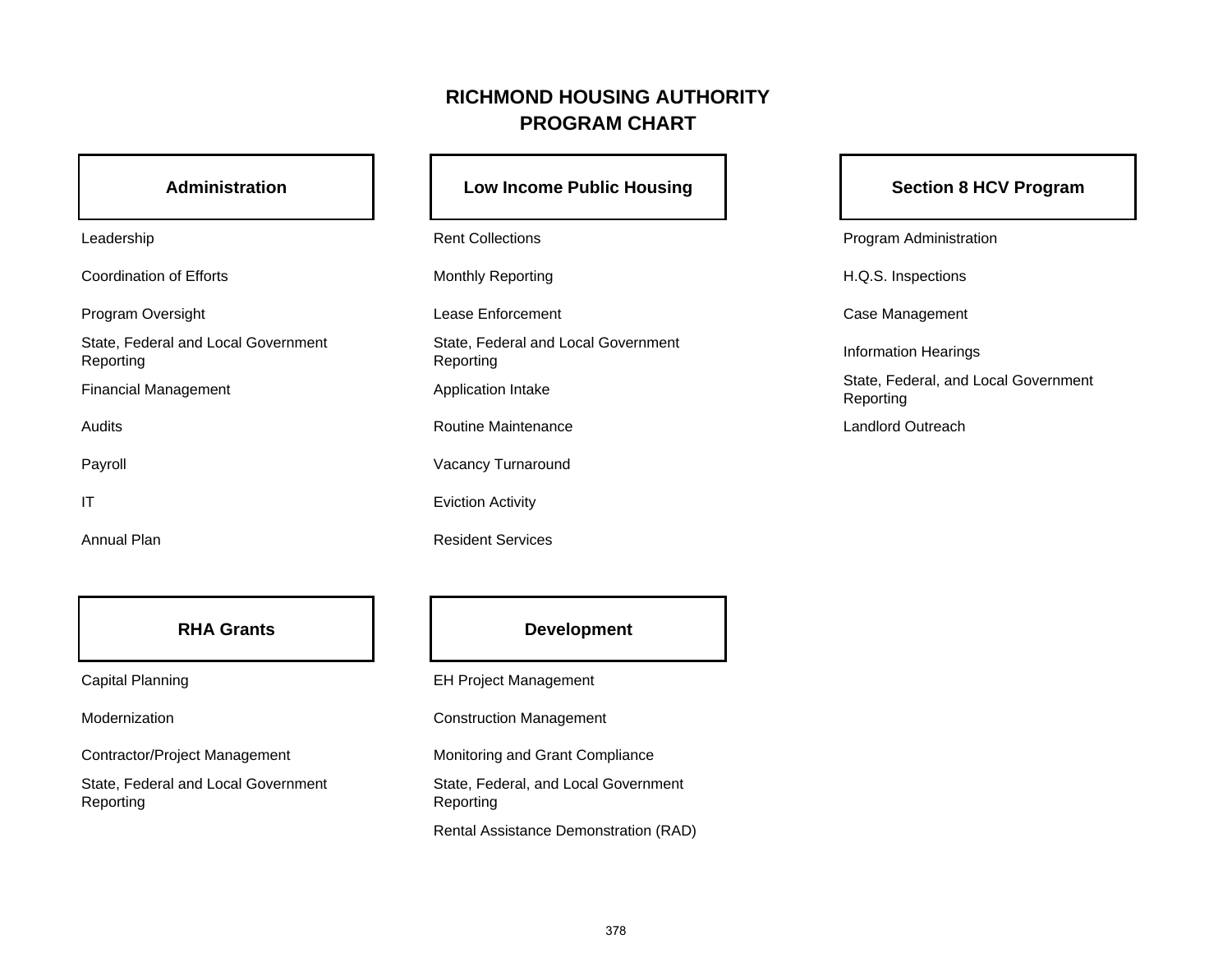# RICHMOND HOUSING AUTHORITY
## PROGRAM CHART

### Administration

- Leadership
- Coordination of Efforts
- Program Oversight
- State, Federal and Local Government Reporting
- Financial Management
- Audits
- Payroll
- IT
- Annual Plan

### Low Income Public Housing

- Rent Collections
- Monthly Reporting
- Lease Enforcement
- State, Federal and Local Government Reporting
- Application Intake
- Routine Maintenance
- Vacancy Turnaround
- Eviction Activity
- Resident Services

### Section 8 HCV Program

- Program Administration
- H.Q.S. Inspections
- Case Management
- Information Hearings
- State, Federal, and Local Government Reporting
- Landlord Outreach

### RHA Grants

- Capital Planning
- Modernization
- Contractor/Project Management
- State, Federal and Local Government Reporting

### Development

- EH Project Management
- Construction Management
- Monitoring and Grant Compliance
- State, Federal, and Local Government Reporting
- Rental Assistance Demonstration (RAD)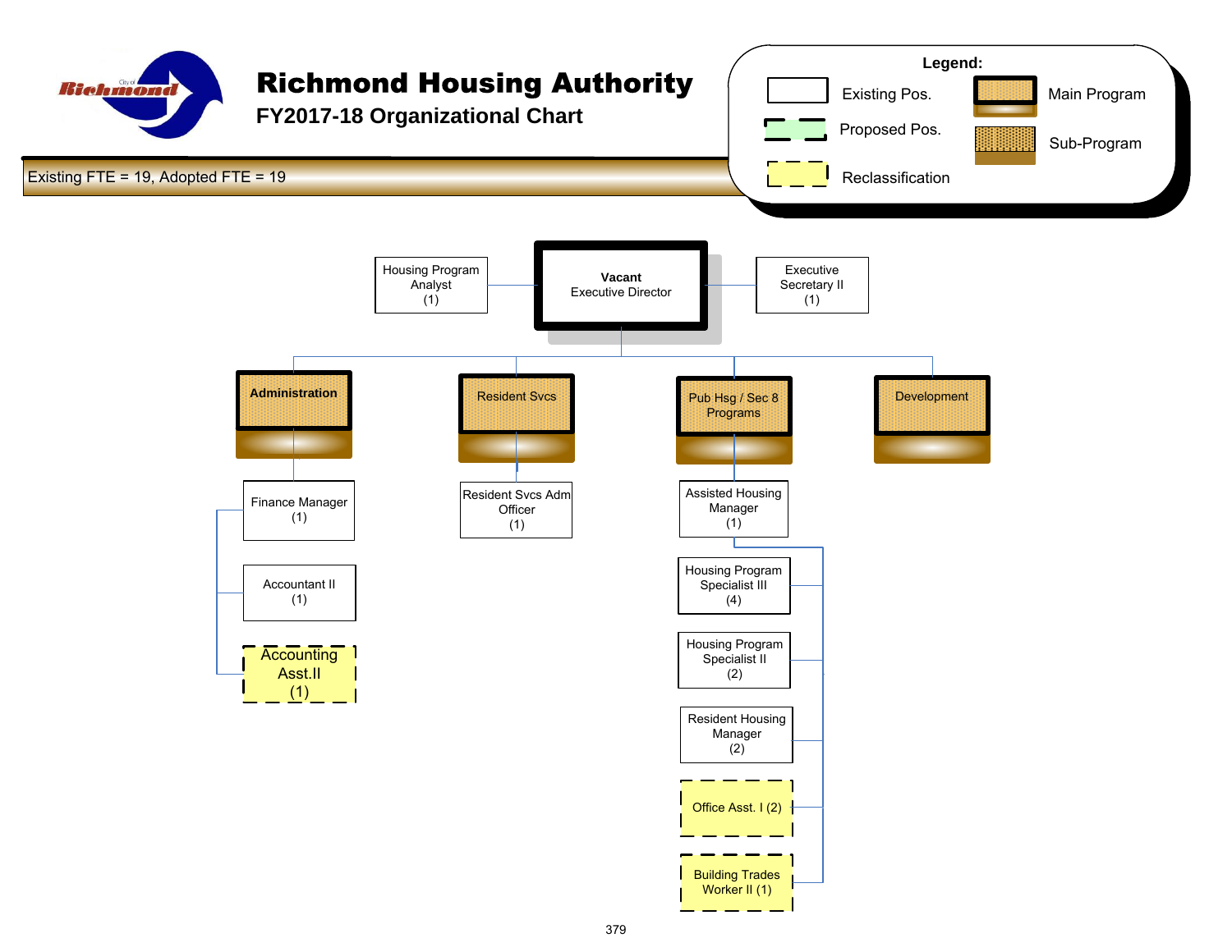# Richmond Housing Authority

## FY2017-18 Organizational Chart

Existing FTE = 19, Adopted FTE = 19

**Legend:**

- Existing Pos.
- Proposed Pos.
- Reclassification
- Main Program
- Sub-Program

**Vacant**
Executive Director

- Housing Program Analyst (1)
- Executive Secretary II (1)

**Administration**
- Finance Manager (1)
- Accountant II (1)
- Accounting Asst.II (1)

**Resident Svcs**
- Resident Svcs Adm Officer (1)

**Pub Hsg / Sec 8 Programs**
- Assisted Housing Manager (1)
  - Housing Program Specialist III (4)
  - Housing Program Specialist II (2)
  - Resident Housing Manager (2)
  - Office Asst. I (2)
  - Building Trades Worker II (1)

**Development**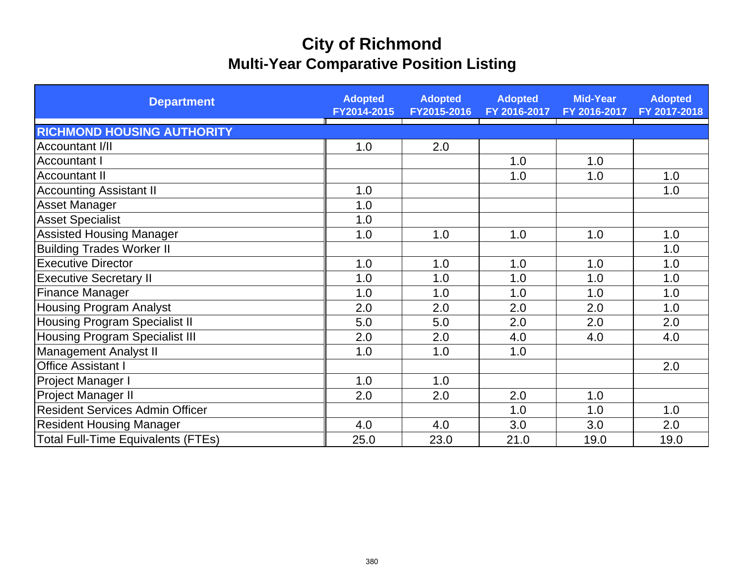# City of Richmond
## Multi-Year Comparative Position Listing

| Department | Adopted FY2014-2015 | Adopted FY2015-2016 | Adopted FY 2016-2017 | Mid-Year FY 2016-2017 | Adopted FY 2017-2018 |
|---|---|---|---|---|---|
| **RICHMOND HOUSING AUTHORITY** | | | | | |
| Accountant I/II | 1.0 | 2.0 | | | |
| Accountant I | | | 1.0 | 1.0 | |
| Accountant II | | | 1.0 | 1.0 | 1.0 |
| Accounting Assistant II | 1.0 | | | | 1.0 |
| Asset Manager | 1.0 | | | | |
| Asset Specialist | 1.0 | | | | |
| Assisted Housing Manager | 1.0 | 1.0 | 1.0 | 1.0 | 1.0 |
| Building Trades Worker II | | | | | 1.0 |
| Executive Director | 1.0 | 1.0 | 1.0 | 1.0 | 1.0 |
| Executive Secretary II | 1.0 | 1.0 | 1.0 | 1.0 | 1.0 |
| Finance Manager | 1.0 | 1.0 | 1.0 | 1.0 | 1.0 |
| Housing Program Analyst | 2.0 | 2.0 | 2.0 | 2.0 | 1.0 |
| Housing Program Specialist II | 5.0 | 5.0 | 2.0 | 2.0 | 2.0 |
| Housing Program Specialist III | 2.0 | 2.0 | 4.0 | 4.0 | 4.0 |
| Management Analyst II | 1.0 | 1.0 | 1.0 | | |
| Office Assistant I | | | | | 2.0 |
| Project Manager I | 1.0 | 1.0 | | | |
| Project Manager II | 2.0 | 2.0 | 2.0 | 1.0 | |
| Resident Services Admin Officer | | | 1.0 | 1.0 | 1.0 |
| Resident Housing Manager | 4.0 | 4.0 | 3.0 | 3.0 | 2.0 |
| Total Full-Time Equivalents (FTEs) | 25.0 | 23.0 | 21.0 | 19.0 | 19.0 |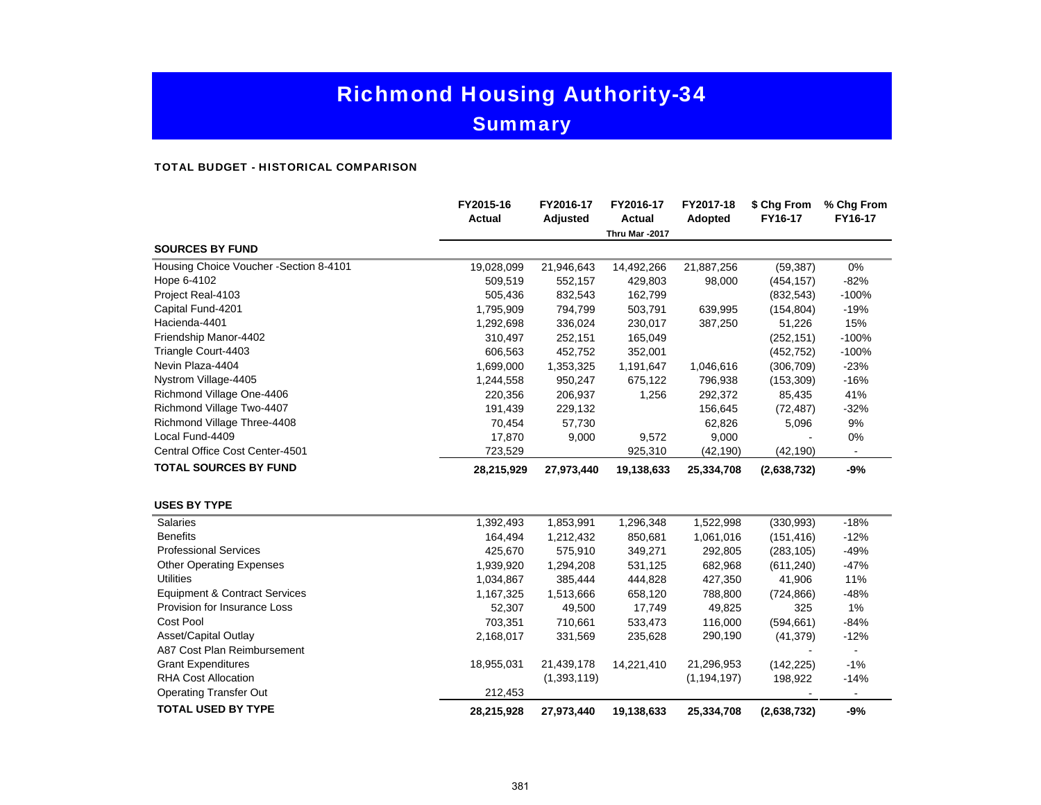# Richmond Housing Authority-34

## Summary

**TOTAL BUDGET - HISTORICAL COMPARISON**

| | FY2015-16 Actual | FY2016-17 Adjusted | FY2016-17 Actual Thru Mar -2017 | FY2017-18 Adopted | $ Chg From FY16-17 | % Chg From FY16-17 |
|---|---|---|---|---|---|---|
| **SOURCES BY FUND** | | | | | | |
| Housing Choice Voucher -Section 8-4101 | 19,028,099 | 21,946,643 | 14,492,266 | 21,887,256 | (59,387) | 0% |
| Hope 6-4102 | 509,519 | 552,157 | 429,803 | 98,000 | (454,157) | -82% |
| Project Real-4103 | 505,436 | 832,543 | 162,799 | | (832,543) | -100% |
| Capital Fund-4201 | 1,795,909 | 794,799 | 503,791 | 639,995 | (154,804) | -19% |
| Hacienda-4401 | 1,292,698 | 336,024 | 230,017 | 387,250 | 51,226 | 15% |
| Friendship Manor-4402 | 310,497 | 252,151 | 165,049 | | (252,151) | -100% |
| Triangle Court-4403 | 606,563 | 452,752 | 352,001 | | (452,752) | -100% |
| Nevin Plaza-4404 | 1,699,000 | 1,353,325 | 1,191,647 | 1,046,616 | (306,709) | -23% |
| Nystrom Village-4405 | 1,244,558 | 950,247 | 675,122 | 796,938 | (153,309) | -16% |
| Richmond Village One-4406 | 220,356 | 206,937 | 1,256 | 292,372 | 85,435 | 41% |
| Richmond Village Two-4407 | 191,439 | 229,132 | | 156,645 | (72,487) | -32% |
| Richmond Village Three-4408 | 70,454 | 57,730 | | 62,826 | 5,096 | 9% |
| Local Fund-4409 | 17,870 | 9,000 | 9,572 | 9,000 | - | 0% |
| Central Office Cost Center-4501 | 723,529 | | 925,310 | (42,190) | (42,190) | - |
| **TOTAL SOURCES BY FUND** | **28,215,929** | **27,973,440** | **19,138,633** | **25,334,708** | **(2,638,732)** | **-9%** |
| **USES BY TYPE** | | | | | | |
| Salaries | 1,392,493 | 1,853,991 | 1,296,348 | 1,522,998 | (330,993) | -18% |
| Benefits | 164,494 | 1,212,432 | 850,681 | 1,061,016 | (151,416) | -12% |
| Professional Services | 425,670 | 575,910 | 349,271 | 292,805 | (283,105) | -49% |
| Other Operating Expenses | 1,939,920 | 1,294,208 | 531,125 | 682,968 | (611,240) | -47% |
| Utilities | 1,034,867 | 385,444 | 444,828 | 427,350 | 41,906 | 11% |
| Equipment & Contract Services | 1,167,325 | 1,513,666 | 658,120 | 788,800 | (724,866) | -48% |
| Provision for Insurance Loss | 52,307 | 49,500 | 17,749 | 49,825 | 325 | 1% |
| Cost Pool | 703,351 | 710,661 | 533,473 | 116,000 | (594,661) | -84% |
| Asset/Capital Outlay | 2,168,017 | 331,569 | 235,628 | 290,190 | (41,379) | -12% |
| A87 Cost Plan Reimbursement | | | | | - | - |
| Grant Expenditures | 18,955,031 | 21,439,178 | 14,221,410 | 21,296,953 | (142,225) | -1% |
| RHA Cost Allocation | | (1,393,119) | | (1,194,197) | 198,922 | -14% |
| Operating Transfer Out | 212,453 | | | | - | - |
| **TOTAL USED BY TYPE** | **28,215,928** | **27,973,440** | **19,138,633** | **25,334,708** | **(2,638,732)** | **-9%** |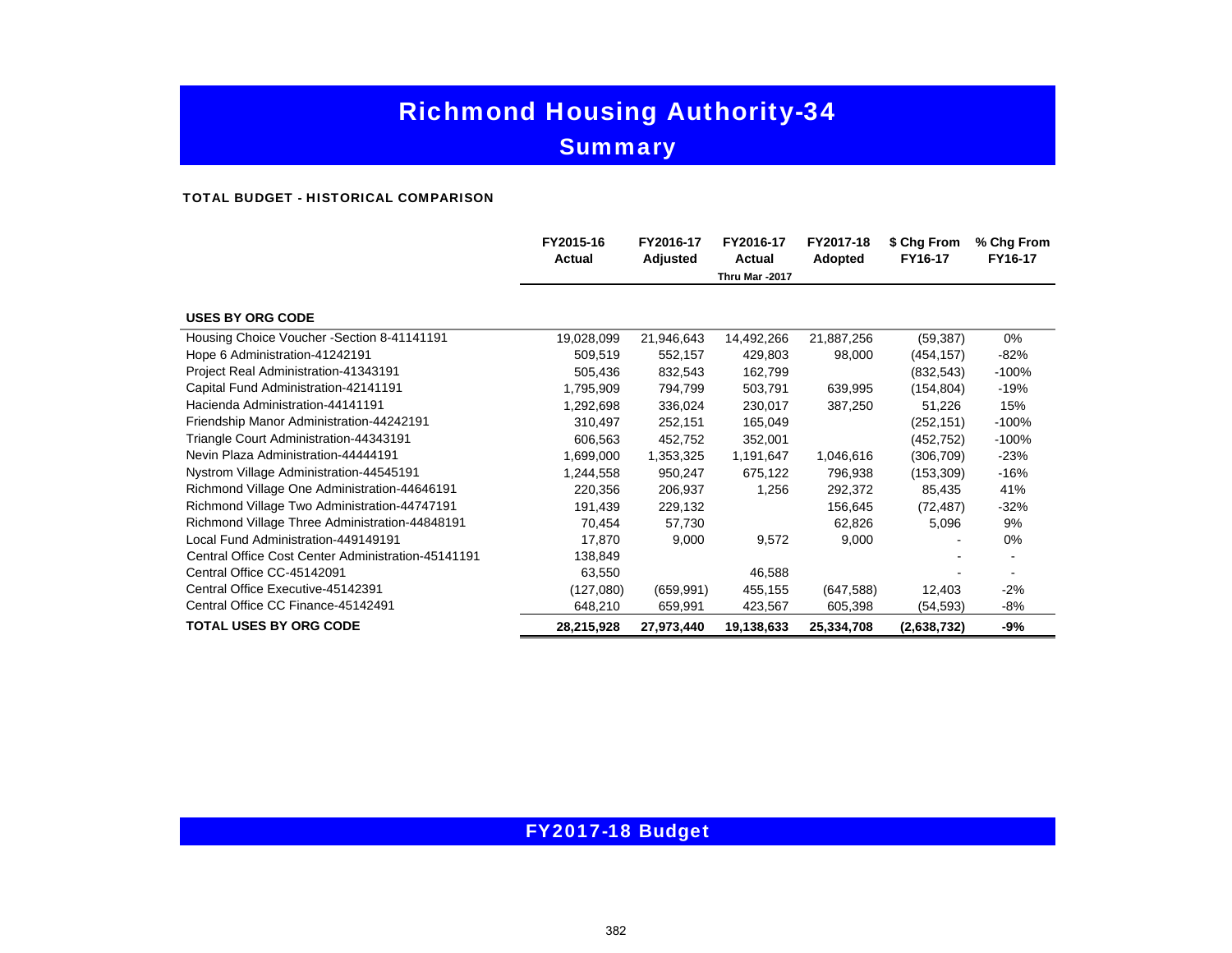# Richmond Housing Authority-34

## Summary

**TOTAL BUDGET - HISTORICAL COMPARISON**

| | FY2015-16 Actual | FY2016-17 Adjusted | FY2016-17 Actual Thru Mar -2017 | FY2017-18 Adopted | $ Chg From FY16-17 | % Chg From FY16-17 |
|---|---|---|---|---|---|---|
| **USES BY ORG CODE** | | | | | | |
| Housing Choice Voucher -Section 8-41141191 | 19,028,099 | 21,946,643 | 14,492,266 | 21,887,256 | (59,387) | 0% |
| Hope 6 Administration-41242191 | 509,519 | 552,157 | 429,803 | 98,000 | (454,157) | -82% |
| Project Real Administration-41343191 | 505,436 | 832,543 | 162,799 | | (832,543) | -100% |
| Capital Fund Administration-42141191 | 1,795,909 | 794,799 | 503,791 | 639,995 | (154,804) | -19% |
| Hacienda Administration-44141191 | 1,292,698 | 336,024 | 230,017 | 387,250 | 51,226 | 15% |
| Friendship Manor Administration-44242191 | 310,497 | 252,151 | 165,049 | | (252,151) | -100% |
| Triangle Court Administration-44343191 | 606,563 | 452,752 | 352,001 | | (452,752) | -100% |
| Nevin Plaza Administration-44444191 | 1,699,000 | 1,353,325 | 1,191,647 | 1,046,616 | (306,709) | -23% |
| Nystrom Village Administration-44545191 | 1,244,558 | 950,247 | 675,122 | 796,938 | (153,309) | -16% |
| Richmond Village One Administration-44646191 | 220,356 | 206,937 | 1,256 | 292,372 | 85,435 | 41% |
| Richmond Village Two Administration-44747191 | 191,439 | 229,132 | | 156,645 | (72,487) | -32% |
| Richmond Village Three Administration-44848191 | 70,454 | 57,730 | | 62,826 | 5,096 | 9% |
| Local Fund Administration-449149191 | 17,870 | 9,000 | 9,572 | 9,000 | - | 0% |
| Central Office Cost Center Administration-45141191 | 138,849 | | | | - | - |
| Central Office CC-45142091 | 63,550 | | 46,588 | | - | - |
| Central Office Executive-45142391 | (127,080) | (659,991) | 455,155 | (647,588) | 12,403 | -2% |
| Central Office CC Finance-45142491 | 648,210 | 659,991 | 423,567 | 605,398 | (54,593) | -8% |
| **TOTAL USES BY ORG CODE** | **28,215,928** | **27,973,440** | **19,138,633** | **25,334,708** | **(2,638,732)** | **-9%** |

**FY2017-18 Budget**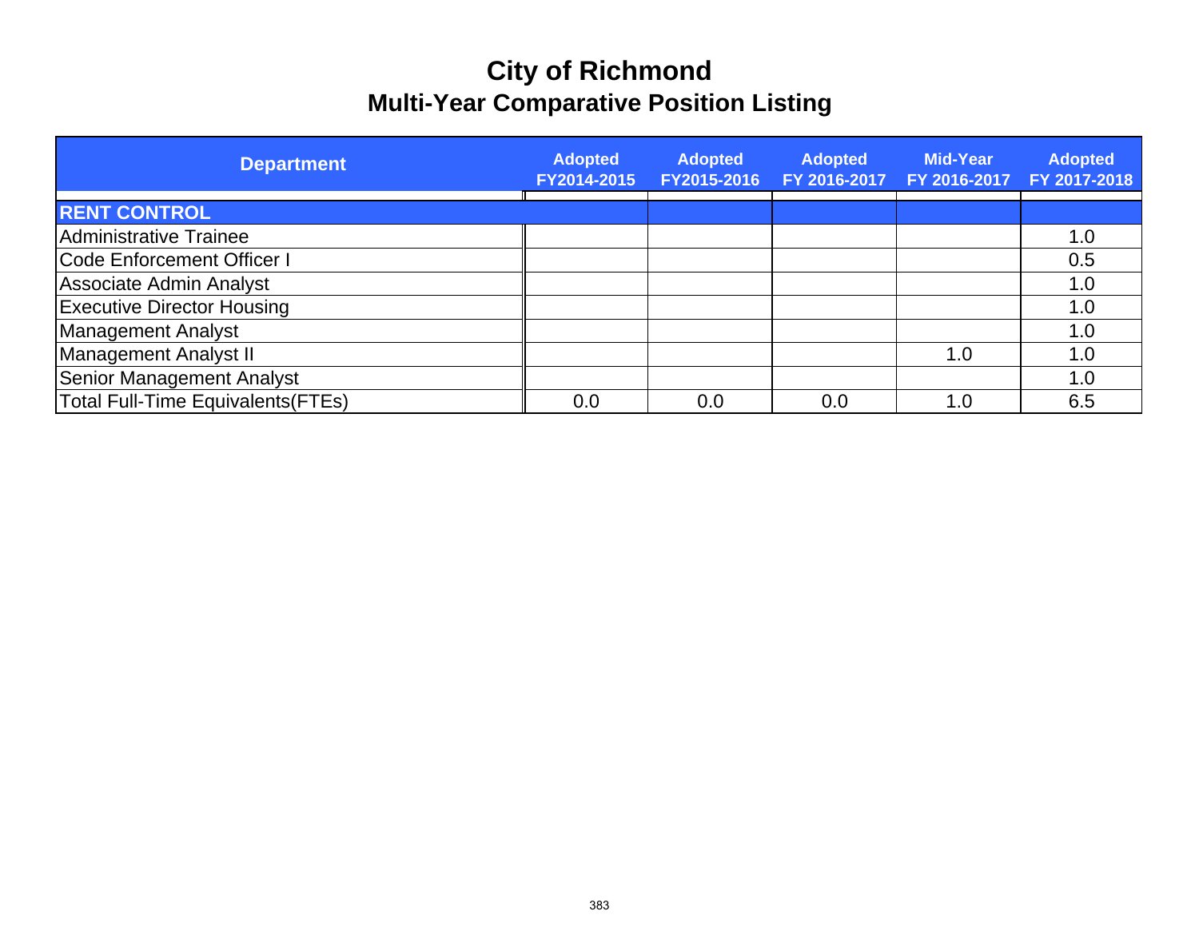# City of Richmond

## Multi-Year Comparative Position Listing

| Department | Adopted FY2014-2015 | Adopted FY2015-2016 | Adopted FY 2016-2017 | Mid-Year FY 2016-2017 | Adopted FY 2017-2018 |
|---|---|---|---|---|---|
| **RENT CONTROL** | | | | | |
| Administrative Trainee | | | | | 1.0 |
| Code Enforcement Officer I | | | | | 0.5 |
| Associate Admin Analyst | | | | | 1.0 |
| Executive Director Housing | | | | | 1.0 |
| Management Analyst | | | | | 1.0 |
| Management Analyst II | | | | 1.0 | 1.0 |
| Senior Management Analyst | | | | | 1.0 |
| Total Full-Time Equivalents(FTEs) | 0.0 | 0.0 | 0.0 | 1.0 | 6.5 |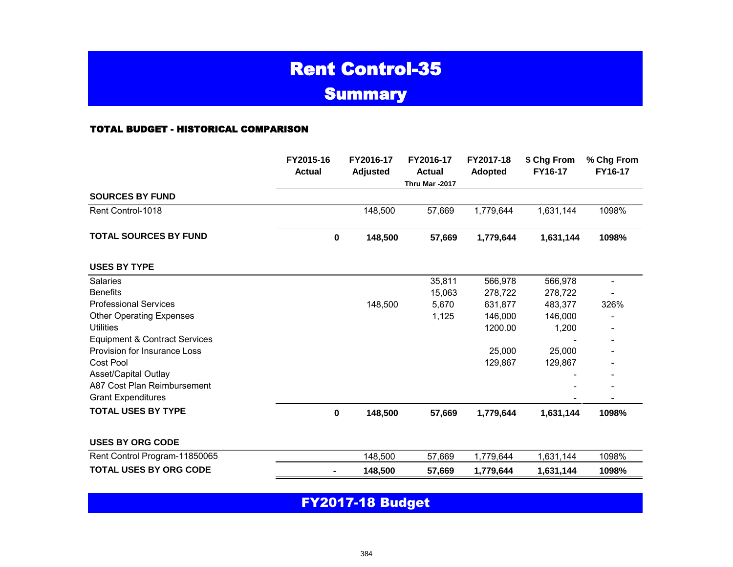# Rent Control-35

## Summary

### TOTAL BUDGET - HISTORICAL COMPARISON

| | FY2015-16 Actual | FY2016-17 Adjusted | FY2016-17 Actual Thru Mar -2017 | FY2017-18 Adopted | $ Chg From FY16-17 | % Chg From FY16-17 |
|---|---|---|---|---|---|---|
| **SOURCES BY FUND** | | | | | | |
| Rent Control-1018 | | 148,500 | 57,669 | 1,779,644 | 1,631,144 | 1098% |
| **TOTAL SOURCES BY FUND** | **0** | **148,500** | **57,669** | **1,779,644** | **1,631,144** | **1098%** |
| **USES BY TYPE** | | | | | | |
| Salaries | | | 35,811 | 566,978 | 566,978 | - |
| Benefits | | | 15,063 | 278,722 | 278,722 | - |
| Professional Services | | 148,500 | 5,670 | 631,877 | 483,377 | 326% |
| Other Operating Expenses | | | 1,125 | 146,000 | 146,000 | - |
| Utilities | | | | 1200.00 | 1,200 | - |
| Equipment & Contract Services | | | | | - | - |
| Provision for Insurance Loss | | | | 25,000 | 25,000 | - |
| Cost Pool | | | | 129,867 | 129,867 | - |
| Asset/Capital Outlay | | | | | - | - |
| A87 Cost Plan Reimbursement | | | | | - | - |
| Grant Expenditures | | | | | - | - |
| **TOTAL USES BY TYPE** | **0** | **148,500** | **57,669** | **1,779,644** | **1,631,144** | **1098%** |
| **USES BY ORG CODE** | | | | | | |
| Rent Control Program-11850065 | | 148,500 | 57,669 | 1,779,644 | 1,631,144 | 1098% |
| **TOTAL USES BY ORG CODE** | **-** | **148,500** | **57,669** | **1,779,644** | **1,631,144** | **1098%** |

## FY2017-18 Budget